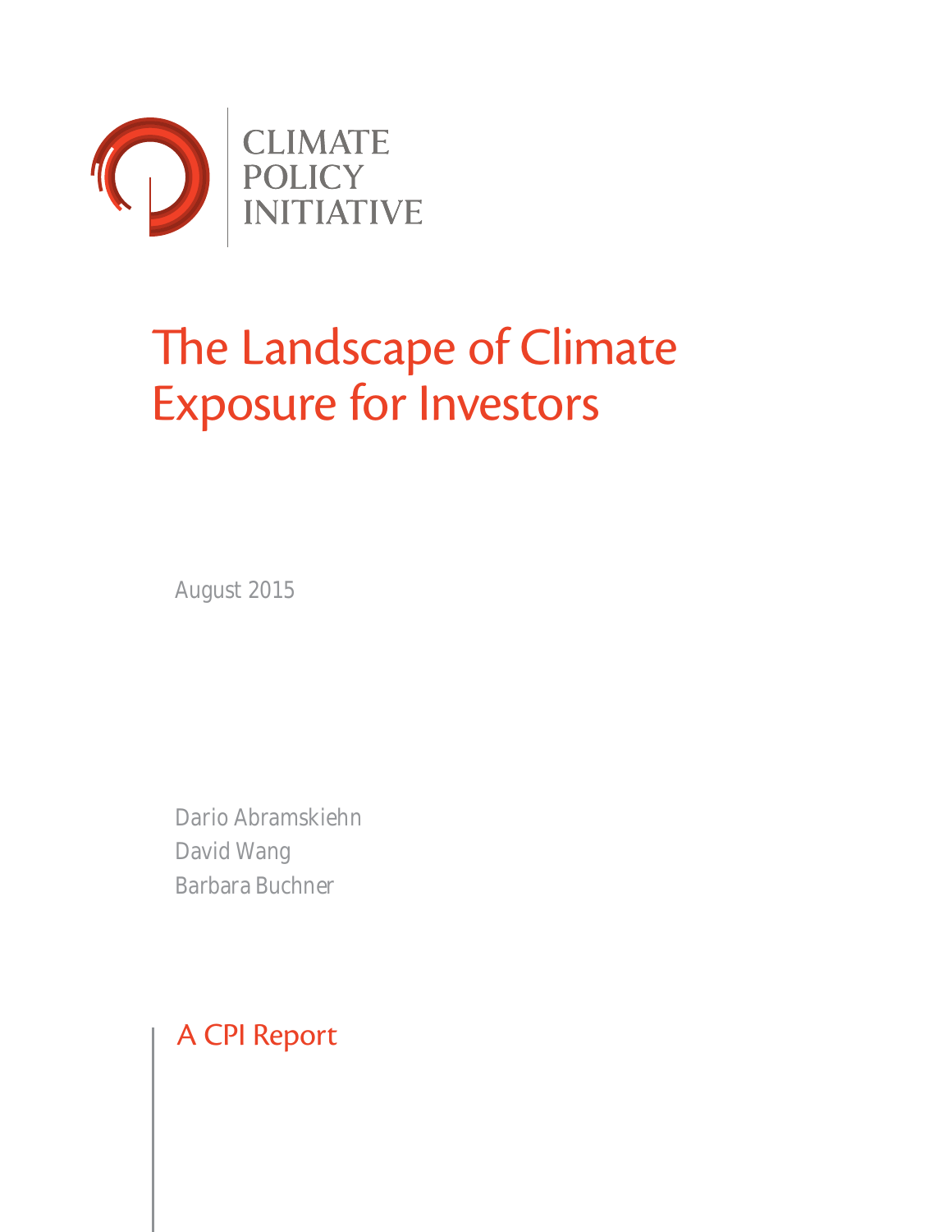CLIMATE POLICY INITIATIVE

# The Landscape of Climate Exposure for Investors

August 2015

Dario Abramskiehn
David Wang
Barbara Buchner

A CPI Report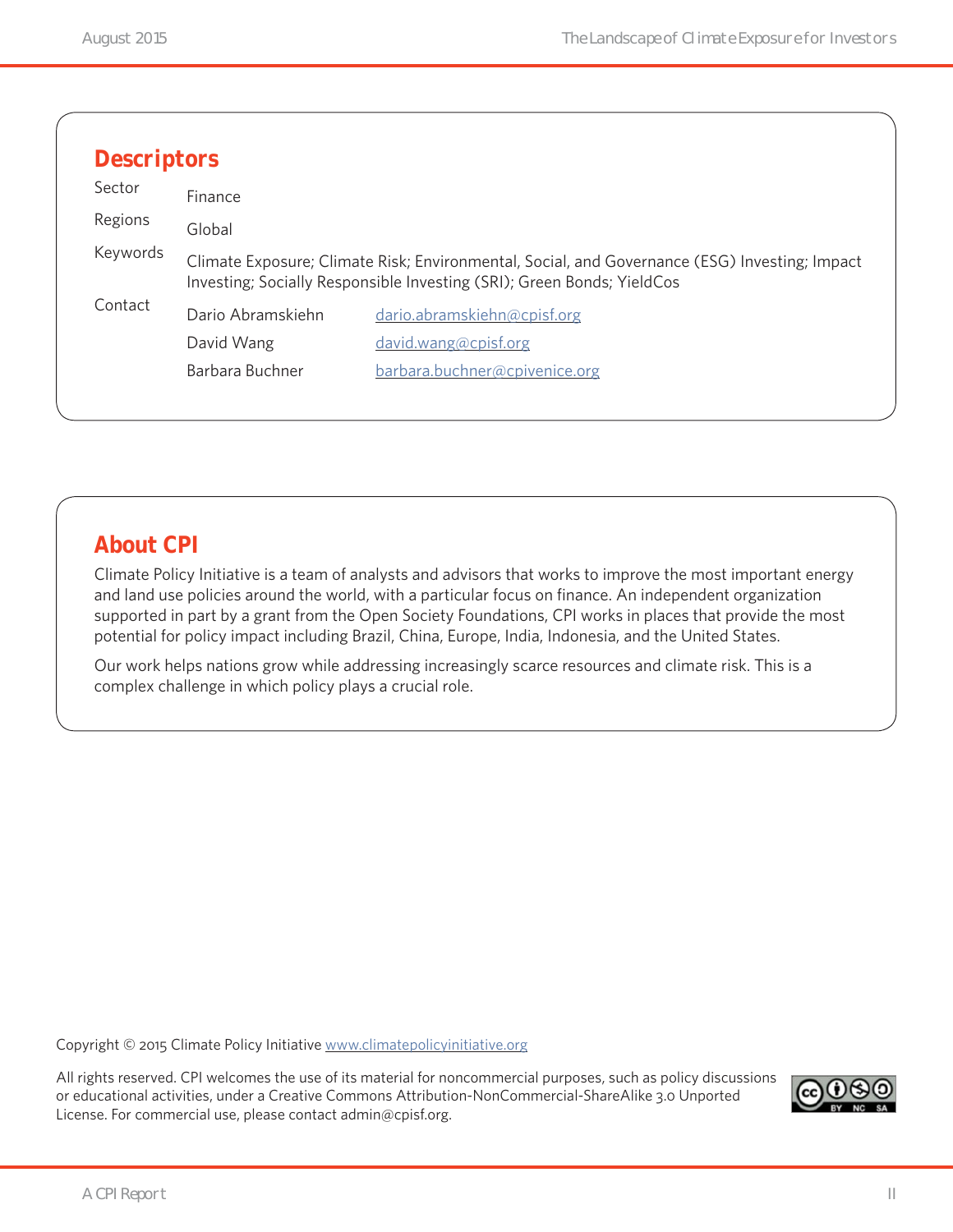## Descriptors

| | |
|---|---|
| Sector | Finance |
| Regions | Global |
| Keywords | Climate Exposure; Climate Risk; Environmental, Social, and Governance (ESG) Investing; Impact Investing; Socially Responsible Investing (SRI); Green Bonds; YieldCos |
| Contact | Dario Abramskiehn dario.abramskiehn@cpisf.org |
| | David Wang david.wang@cpisf.org |
| | Barbara Buchner barbara.buchner@cpivenice.org |

## About CPI

Climate Policy Initiative is a team of analysts and advisors that works to improve the most important energy and land use policies around the world, with a particular focus on finance. An independent organization supported in part by a grant from the Open Society Foundations, CPI works in places that provide the most potential for policy impact including Brazil, China, Europe, India, Indonesia, and the United States.

Our work helps nations grow while addressing increasingly scarce resources and climate risk. This is a complex challenge in which policy plays a crucial role.

Copyright © 2015 Climate Policy Initiative www.climatepolicyinitiative.org

All rights reserved. CPI welcomes the use of its material for noncommercial purposes, such as policy discussions or educational activities, under a Creative Commons Attribution-NonCommercial-ShareAlike 3.0 Unported License. For commercial use, please contact admin@cpisf.org.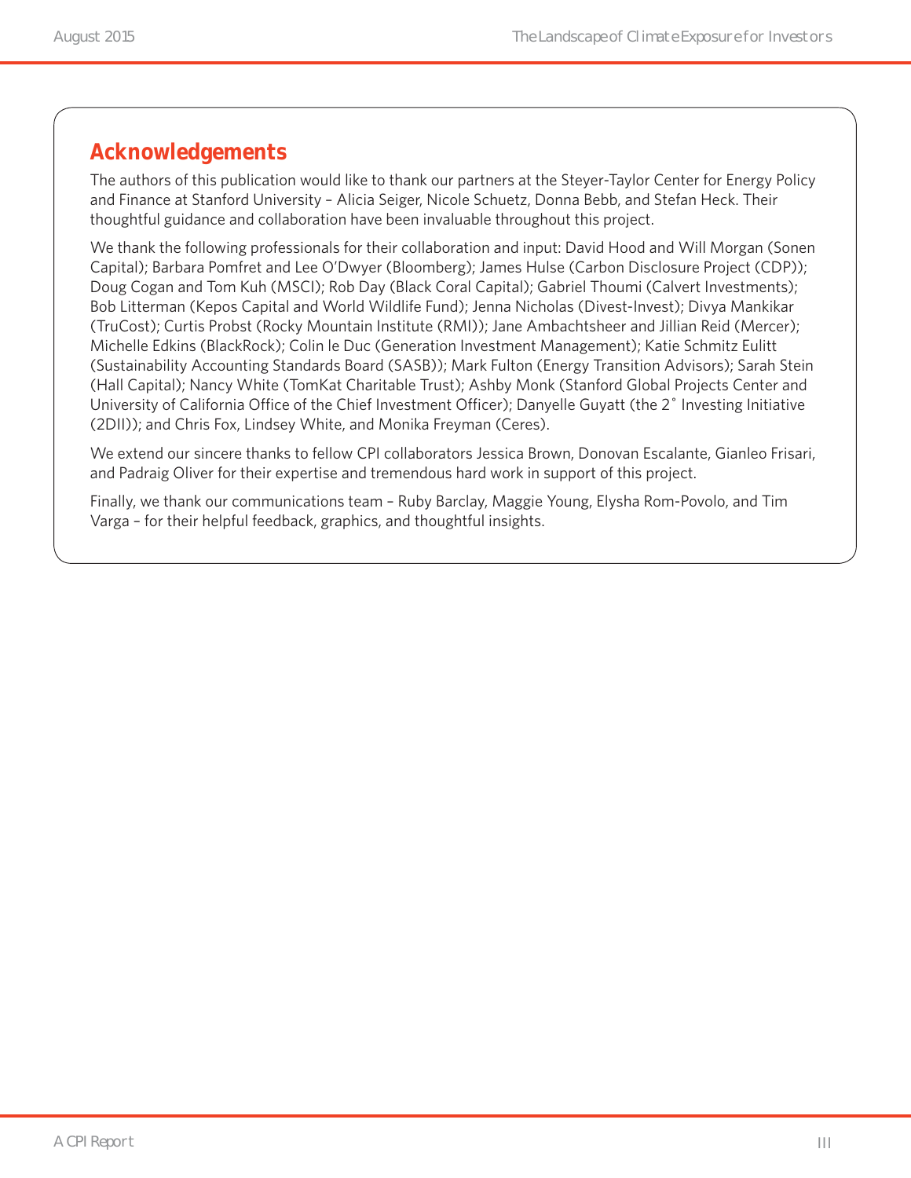## Acknowledgements

The authors of this publication would like to thank our partners at the Steyer-Taylor Center for Energy Policy and Finance at Stanford University – Alicia Seiger, Nicole Schuetz, Donna Bebb, and Stefan Heck. Their thoughtful guidance and collaboration have been invaluable throughout this project.

We thank the following professionals for their collaboration and input: David Hood and Will Morgan (Sonen Capital); Barbara Pomfret and Lee O'Dwyer (Bloomberg); James Hulse (Carbon Disclosure Project (CDP)); Doug Cogan and Tom Kuh (MSCI); Rob Day (Black Coral Capital); Gabriel Thoumi (Calvert Investments); Bob Litterman (Kepos Capital and World Wildlife Fund); Jenna Nicholas (Divest-Invest); Divya Mankikar (TruCost); Curtis Probst (Rocky Mountain Institute (RMI)); Jane Ambachtsheer and Jillian Reid (Mercer); Michelle Edkins (BlackRock); Colin le Duc (Generation Investment Management); Katie Schmitz Eulitt (Sustainability Accounting Standards Board (SASB)); Mark Fulton (Energy Transition Advisors); Sarah Stein (Hall Capital); Nancy White (TomKat Charitable Trust); Ashby Monk (Stanford Global Projects Center and University of California Office of the Chief Investment Officer); Danyelle Guyatt (the 2° Investing Initiative (2DII)); and Chris Fox, Lindsey White, and Monika Freyman (Ceres).

We extend our sincere thanks to fellow CPI collaborators Jessica Brown, Donovan Escalante, Gianleo Frisari, and Padraig Oliver for their expertise and tremendous hard work in support of this project.

Finally, we thank our communications team – Ruby Barclay, Maggie Young, Elysha Rom-Povolo, and Tim Varga – for their helpful feedback, graphics, and thoughtful insights.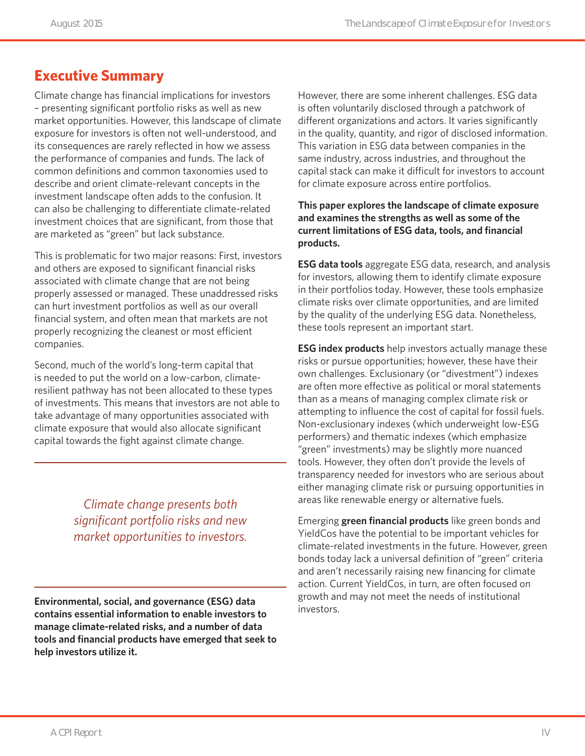## Executive Summary

Climate change has financial implications for investors – presenting significant portfolio risks as well as new market opportunities. However, this landscape of climate exposure for investors is often not well-understood, and its consequences are rarely reflected in how we assess the performance of companies and funds. The lack of common definitions and common taxonomies used to describe and orient climate-relevant concepts in the investment landscape often adds to the confusion. It can also be challenging to differentiate climate-related investment choices that are significant, from those that are marketed as "green" but lack substance.

This is problematic for two major reasons: First, investors and others are exposed to significant financial risks associated with climate change that are not being properly assessed or managed. These unaddressed risks can hurt investment portfolios as well as our overall financial system, and often mean that markets are not properly recognizing the cleanest or most efficient companies.

Second, much of the world's long-term capital that is needed to put the world on a low-carbon, climate-resilient pathway has not been allocated to these types of investments. This means that investors are not able to take advantage of many opportunities associated with climate exposure that would also allocate significant capital towards the fight against climate change.

*Climate change presents both significant portfolio risks and new market opportunities to investors.*

**Environmental, social, and governance (ESG) data contains essential information to enable investors to manage climate-related risks, and a number of data tools and financial products have emerged that seek to help investors utilize it.**

However, there are some inherent challenges. ESG data is often voluntarily disclosed through a patchwork of different organizations and actors. It varies significantly in the quality, quantity, and rigor of disclosed information. This variation in ESG data between companies in the same industry, across industries, and throughout the capital stack can make it difficult for investors to account for climate exposure across entire portfolios.

**This paper explores the landscape of climate exposure and examines the strengths as well as some of the current limitations of ESG data, tools, and financial products.**

**ESG data tools** aggregate ESG data, research, and analysis for investors, allowing them to identify climate exposure in their portfolios today. However, these tools emphasize climate risks over climate opportunities, and are limited by the quality of the underlying ESG data. Nonetheless, these tools represent an important start.

**ESG index products** help investors actually manage these risks or pursue opportunities; however, these have their own challenges. Exclusionary (or "divestment") indexes are often more effective as political or moral statements than as a means of managing complex climate risk or attempting to influence the cost of capital for fossil fuels. Non-exclusionary indexes (which underweight low-ESG performers) and thematic indexes (which emphasize "green" investments) may be slightly more nuanced tools. However, they often don't provide the levels of transparency needed for investors who are serious about either managing climate risk or pursuing opportunities in areas like renewable energy or alternative fuels.

Emerging **green financial products** like green bonds and YieldCos have the potential to be important vehicles for climate-related investments in the future. However, green bonds today lack a universal definition of "green" criteria and aren't necessarily raising new financing for climate action. Current YieldCos, in turn, are often focused on growth and may not meet the needs of institutional investors.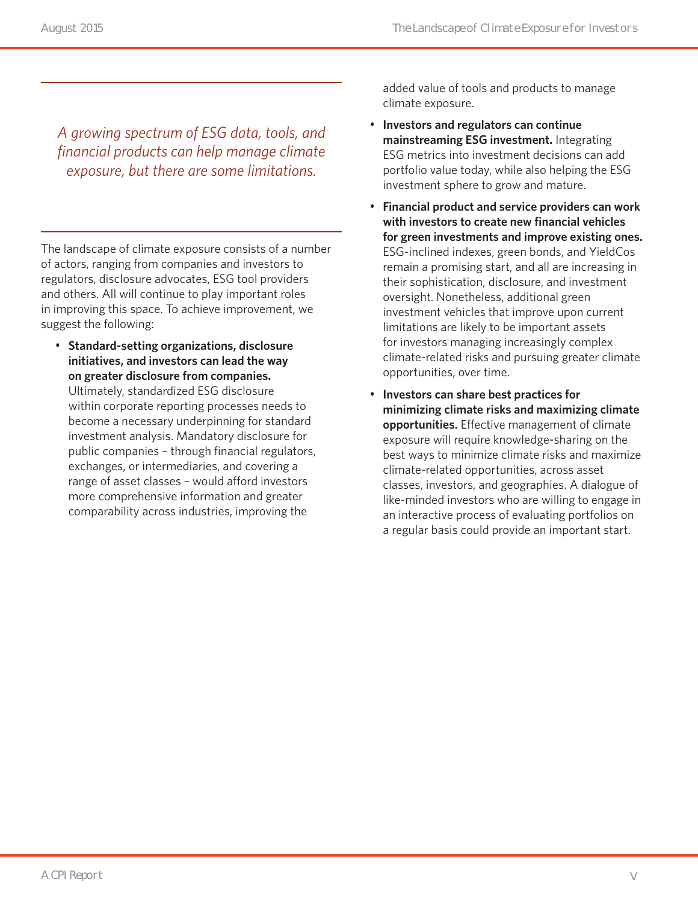*A growing spectrum of ESG data, tools, and financial products can help manage climate exposure, but there are some limitations.*

The landscape of climate exposure consists of a number of actors, ranging from companies and investors to regulators, disclosure advocates, ESG tool providers and others. All will continue to play important roles in improving this space. To achieve improvement, we suggest the following:

- **Standard-setting organizations, disclosure initiatives, and investors can lead the way on greater disclosure from companies.** Ultimately, standardized ESG disclosure within corporate reporting processes needs to become a necessary underpinning for standard investment analysis. Mandatory disclosure for public companies – through financial regulators, exchanges, or intermediaries, and covering a range of asset classes – would afford investors more comprehensive information and greater comparability across industries, improving the added value of tools and products to manage climate exposure.
- **Investors and regulators can continue mainstreaming ESG investment.** Integrating ESG metrics into investment decisions can add portfolio value today, while also helping the ESG investment sphere to grow and mature.
- **Financial product and service providers can work with investors to create new financial vehicles for green investments and improve existing ones.** ESG-inclined indexes, green bonds, and YieldCos remain a promising start, and all are increasing in their sophistication, disclosure, and investment oversight. Nonetheless, additional green investment vehicles that improve upon current limitations are likely to be important assets for investors managing increasingly complex climate-related risks and pursuing greater climate opportunities, over time.
- **Investors can share best practices for minimizing climate risks and maximizing climate opportunities.** Effective management of climate exposure will require knowledge-sharing on the best ways to minimize climate risks and maximize climate-related opportunities, across asset classes, investors, and geographies. A dialogue of like-minded investors who are willing to engage in an interactive process of evaluating portfolios on a regular basis could provide an important start.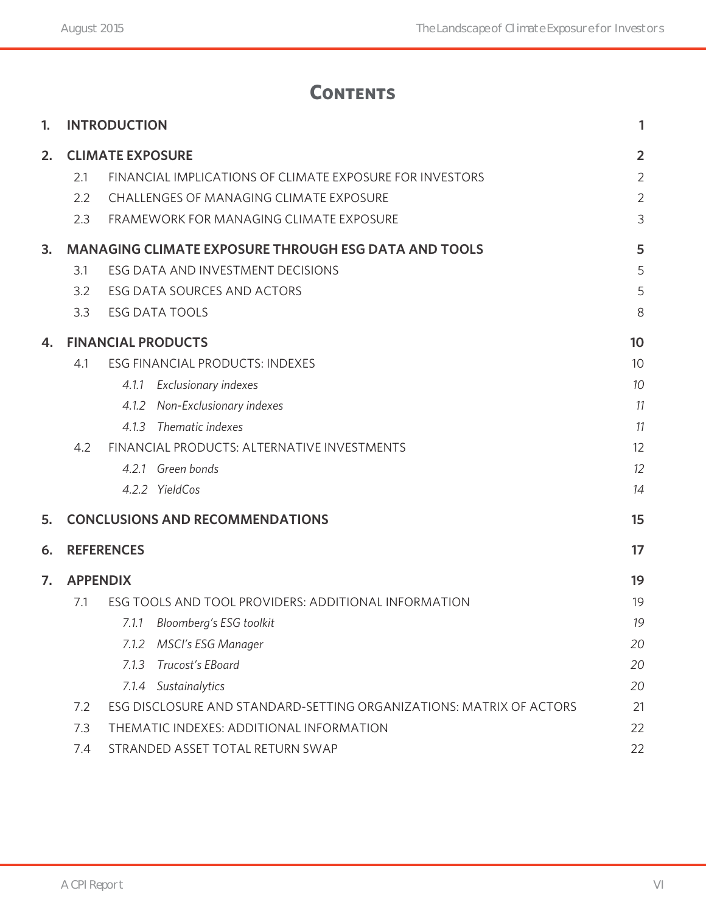# Contents

| | | |
|---|---|---|
| **1.** | **INTRODUCTION** | **1** |
| **2.** | **CLIMATE EXPOSURE** | **2** |
| 2.1 | FINANCIAL IMPLICATIONS OF CLIMATE EXPOSURE FOR INVESTORS | 2 |
| 2.2 | CHALLENGES OF MANAGING CLIMATE EXPOSURE | 2 |
| 2.3 | FRAMEWORK FOR MANAGING CLIMATE EXPOSURE | 3 |
| **3.** | **MANAGING CLIMATE EXPOSURE THROUGH ESG DATA AND TOOLS** | **5** |
| 3.1 | ESG DATA AND INVESTMENT DECISIONS | 5 |
| 3.2 | ESG DATA SOURCES AND ACTORS | 5 |
| 3.3 | ESG DATA TOOLS | 8 |
| **4.** | **FINANCIAL PRODUCTS** | **10** |
| 4.1 | ESG FINANCIAL PRODUCTS: INDEXES | 10 |
| *4.1.1* | *Exclusionary indexes* | *10* |
| *4.1.2* | *Non-Exclusionary indexes* | *11* |
| *4.1.3* | *Thematic indexes* | *11* |
| 4.2 | FINANCIAL PRODUCTS: ALTERNATIVE INVESTMENTS | 12 |
| *4.2.1* | *Green bonds* | *12* |
| *4.2.2* | *YieldCos* | *14* |
| **5.** | **CONCLUSIONS AND RECOMMENDATIONS** | **15** |
| **6.** | **REFERENCES** | **17** |
| **7.** | **APPENDIX** | **19** |
| 7.1 | ESG TOOLS AND TOOL PROVIDERS: ADDITIONAL INFORMATION | 19 |
| *7.1.1* | *Bloomberg's ESG toolkit* | *19* |
| *7.1.2* | *MSCI's ESG Manager* | *20* |
| *7.1.3* | *Trucost's EBoard* | *20* |
| *7.1.4* | *Sustainalytics* | *20* |
| 7.2 | ESG DISCLOSURE AND STANDARD-SETTING ORGANIZATIONS: MATRIX OF ACTORS | 21 |
| 7.3 | THEMATIC INDEXES: ADDITIONAL INFORMATION | 22 |
| 7.4 | STRANDED ASSET TOTAL RETURN SWAP | 22 |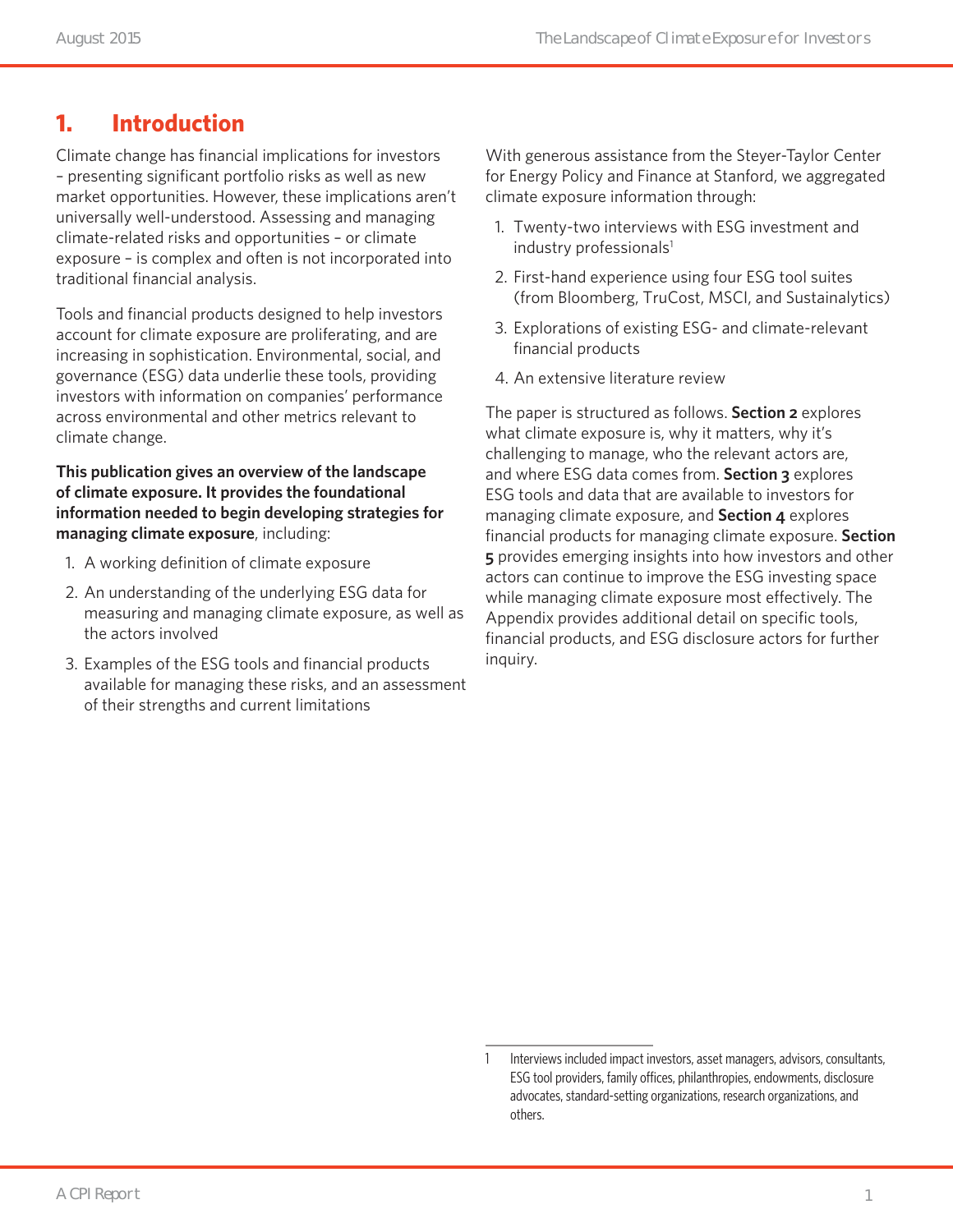# 1. Introduction

Climate change has financial implications for investors – presenting significant portfolio risks as well as new market opportunities. However, these implications aren't universally well-understood. Assessing and managing climate-related risks and opportunities – or climate exposure – is complex and often is not incorporated into traditional financial analysis.

Tools and financial products designed to help investors account for climate exposure are proliferating, and are increasing in sophistication. Environmental, social, and governance (ESG) data underlie these tools, providing investors with information on companies' performance across environmental and other metrics relevant to climate change.

**This publication gives an overview of the landscape of climate exposure. It provides the foundational information needed to begin developing strategies for managing climate exposure**, including:

1. A working definition of climate exposure
2. An understanding of the underlying ESG data for measuring and managing climate exposure, as well as the actors involved
3. Examples of the ESG tools and financial products available for managing these risks, and an assessment of their strengths and current limitations

With generous assistance from the Steyer-Taylor Center for Energy Policy and Finance at Stanford, we aggregated climate exposure information through:

1. Twenty-two interviews with ESG investment and industry professionals[1]
2. First-hand experience using four ESG tool suites (from Bloomberg, TruCost, MSCI, and Sustainalytics)
3. Explorations of existing ESG- and climate-relevant financial products
4. An extensive literature review

The paper is structured as follows. **Section 2** explores what climate exposure is, why it matters, why it's challenging to manage, who the relevant actors are, and where ESG data comes from. **Section 3** explores ESG tools and data that are available to investors for managing climate exposure, and **Section 4** explores financial products for managing climate exposure. **Section 5** provides emerging insights into how investors and other actors can continue to improve the ESG investing space while managing climate exposure most effectively. The Appendix provides additional detail on specific tools, financial products, and ESG disclosure actors for further inquiry.

---

1 Interviews included impact investors, asset managers, advisors, consultants, ESG tool providers, family offices, philanthropies, endowments, disclosure advocates, standard-setting organizations, research organizations, and others.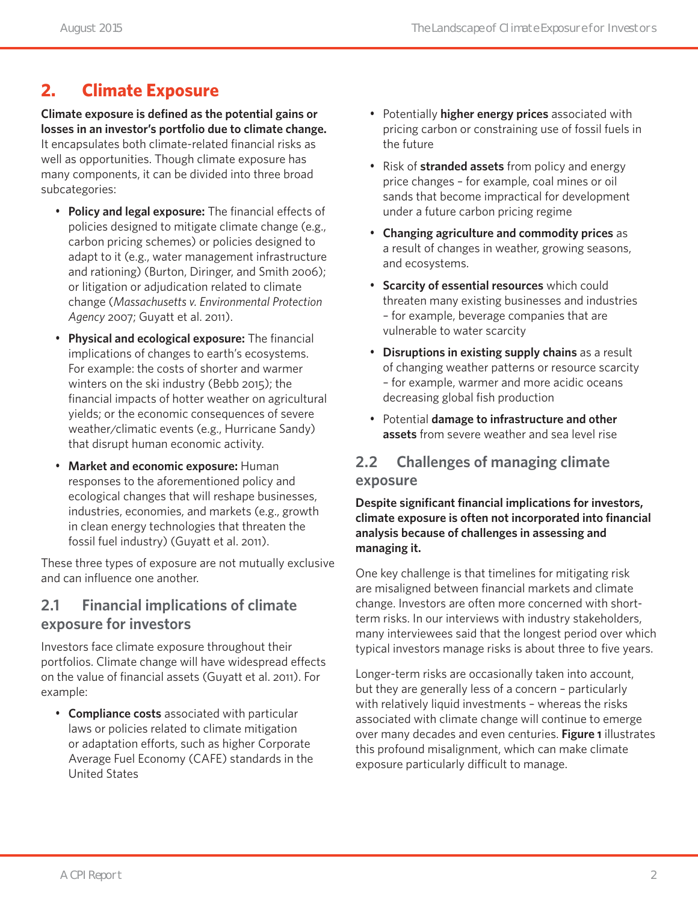## 2. Climate Exposure

**Climate exposure is defined as the potential gains or losses in an investor's portfolio due to climate change.** It encapsulates both climate-related financial risks as well as opportunities. Though climate exposure has many components, it can be divided into three broad subcategories:

- **Policy and legal exposure:** The financial effects of policies designed to mitigate climate change (e.g., carbon pricing schemes) or policies designed to adapt to it (e.g., water management infrastructure and rationing) (Burton, Diringer, and Smith 2006); or litigation or adjudication related to climate change (*Massachusetts v. Environmental Protection Agency* 2007; Guyatt et al. 2011).
- **Physical and ecological exposure:** The financial implications of changes to earth's ecosystems. For example: the costs of shorter and warmer winters on the ski industry (Bebb 2015); the financial impacts of hotter weather on agricultural yields; or the economic consequences of severe weather/climatic events (e.g., Hurricane Sandy) that disrupt human economic activity.
- **Market and economic exposure:** Human responses to the aforementioned policy and ecological changes that will reshape businesses, industries, economies, and markets (e.g., growth in clean energy technologies that threaten the fossil fuel industry) (Guyatt et al. 2011).

These three types of exposure are not mutually exclusive and can influence one another.

### 2.1 Financial implications of climate exposure for investors

Investors face climate exposure throughout their portfolios. Climate change will have widespread effects on the value of financial assets (Guyatt et al. 2011). For example:

- **Compliance costs** associated with particular laws or policies related to climate mitigation or adaptation efforts, such as higher Corporate Average Fuel Economy (CAFE) standards in the United States
- Potentially **higher energy prices** associated with pricing carbon or constraining use of fossil fuels in the future
- Risk of **stranded assets** from policy and energy price changes – for example, coal mines or oil sands that become impractical for development under a future carbon pricing regime
- **Changing agriculture and commodity prices** as a result of changes in weather, growing seasons, and ecosystems.
- **Scarcity of essential resources** which could threaten many existing businesses and industries – for example, beverage companies that are vulnerable to water scarcity
- **Disruptions in existing supply chains** as a result of changing weather patterns or resource scarcity – for example, warmer and more acidic oceans decreasing global fish production
- Potential **damage to infrastructure and other assets** from severe weather and sea level rise

### 2.2 Challenges of managing climate exposure

**Despite significant financial implications for investors, climate exposure is often not incorporated into financial analysis because of challenges in assessing and managing it.**

One key challenge is that timelines for mitigating risk are misaligned between financial markets and climate change. Investors are often more concerned with short-term risks. In our interviews with industry stakeholders, many interviewees said that the longest period over which typical investors manage risks is about three to five years.

Longer-term risks are occasionally taken into account, but they are generally less of a concern – particularly with relatively liquid investments – whereas the risks associated with climate change will continue to emerge over many decades and even centuries. **Figure 1** illustrates this profound misalignment, which can make climate exposure particularly difficult to manage.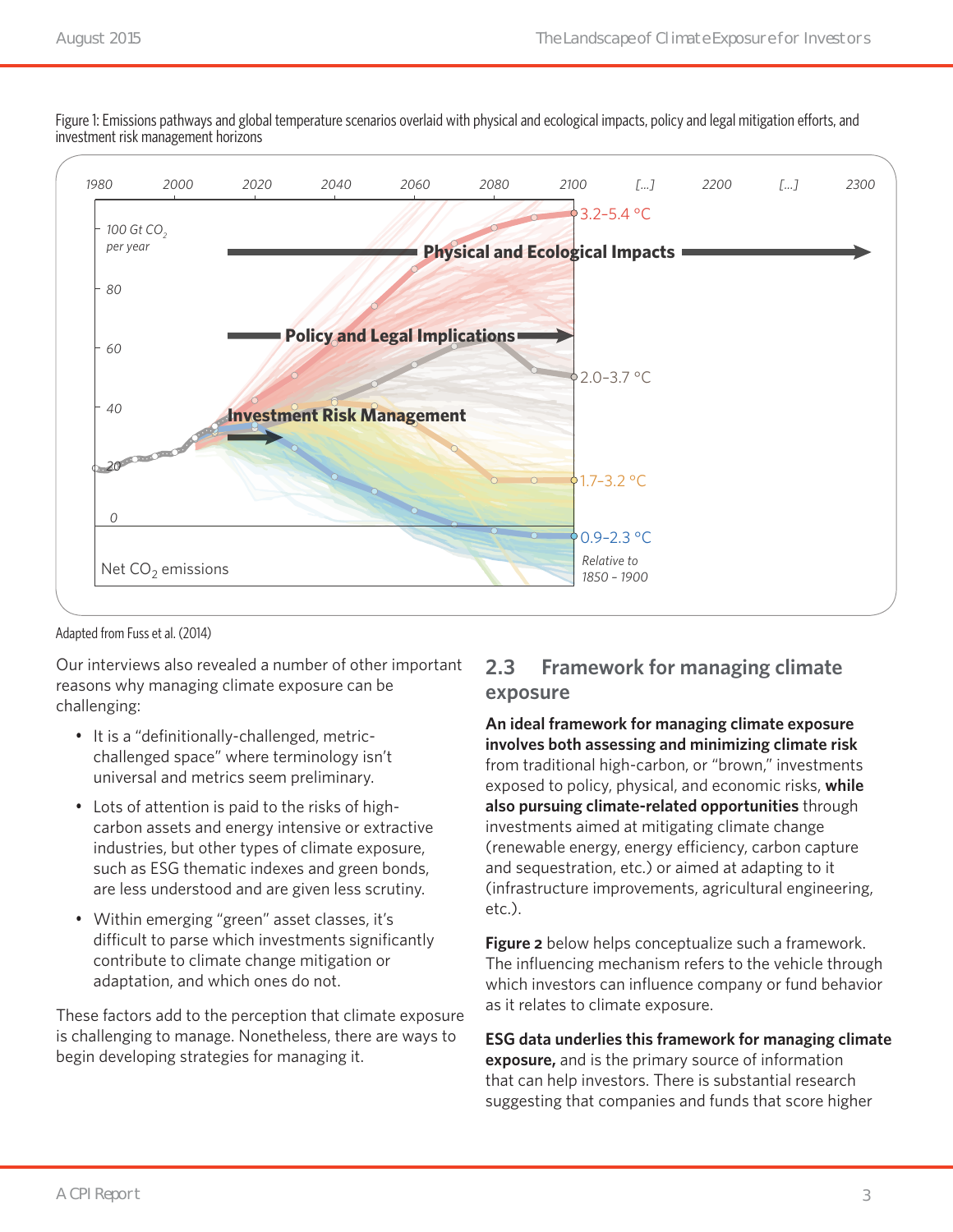Figure 1: Emissions pathways and global temperature scenarios overlaid with physical and ecological impacts, policy and legal mitigation efforts, and investment risk management horizons

Adapted from Fuss et al. (2014)

Our interviews also revealed a number of other important reasons why managing climate exposure can be challenging:

- It is a "definitionally-challenged, metric-challenged space" where terminology isn't universal and metrics seem preliminary.
- Lots of attention is paid to the risks of high-carbon assets and energy intensive or extractive industries, but other types of climate exposure, such as ESG thematic indexes and green bonds, are less understood and are given less scrutiny.
- Within emerging "green" asset classes, it's difficult to parse which investments significantly contribute to climate change mitigation or adaptation, and which ones do not.

These factors add to the perception that climate exposure is challenging to manage. Nonetheless, there are ways to begin developing strategies for managing it.

## 2.3 Framework for managing climate exposure

**An ideal framework for managing climate exposure involves both assessing and minimizing climate risk** from traditional high-carbon, or "brown," investments exposed to policy, physical, and economic risks, **while also pursuing climate-related opportunities** through investments aimed at mitigating climate change (renewable energy, energy efficiency, carbon capture and sequestration, etc.) or aimed at adapting to it (infrastructure improvements, agricultural engineering, etc.).

**Figure 2** below helps conceptualize such a framework. The influencing mechanism refers to the vehicle through which investors can influence company or fund behavior as it relates to climate exposure.

**ESG data underlies this framework for managing climate exposure,** and is the primary source of information that can help investors. There is substantial research suggesting that companies and funds that score higher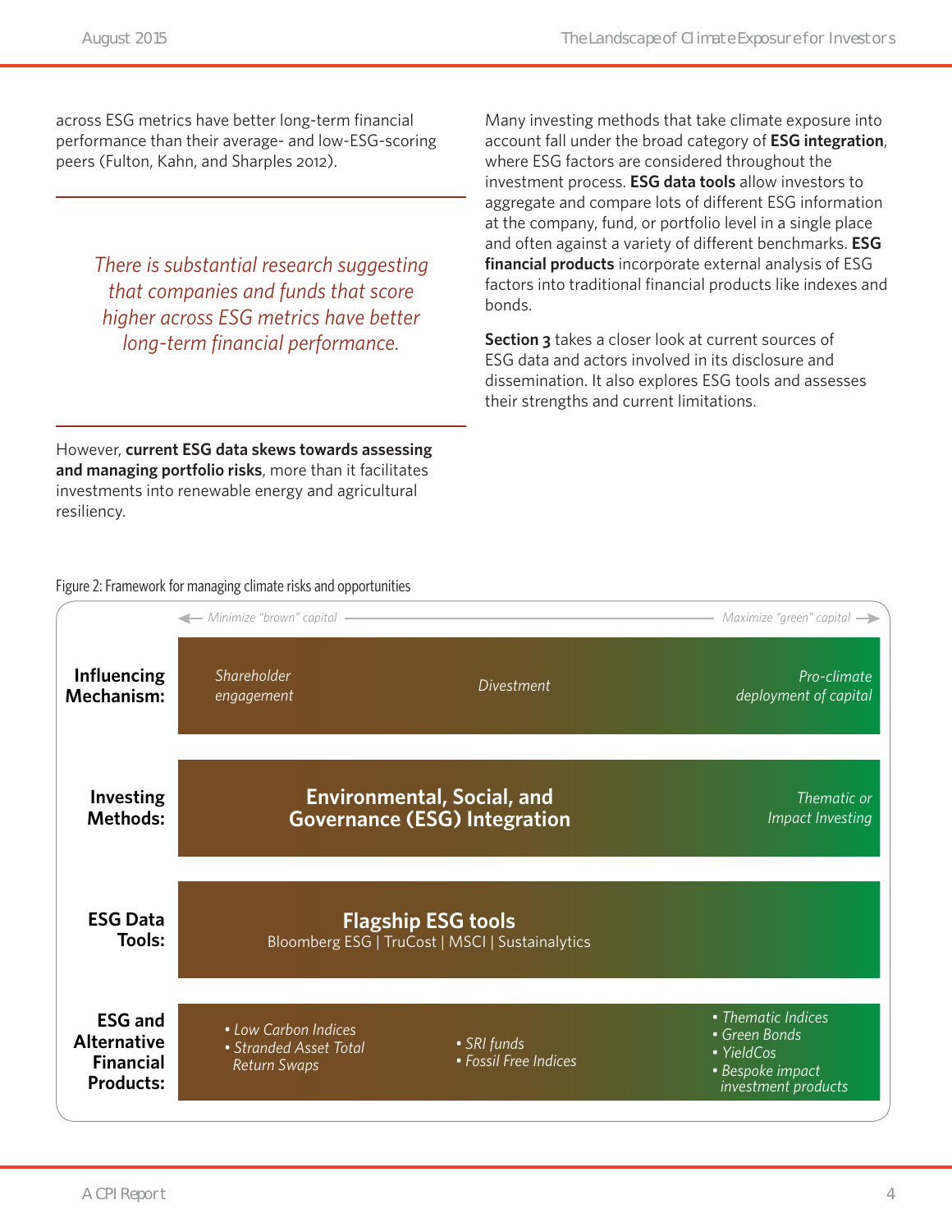across ESG metrics have better long-term financial performance than their average- and low-ESG-scoring peers (Fulton, Kahn, and Sharples 2012).

*There is substantial research suggesting that companies and funds that score higher across ESG metrics have better long-term financial performance.*

However, **current ESG data skews towards assessing and managing portfolio risks**, more than it facilitates investments into renewable energy and agricultural resiliency.

Many investing methods that take climate exposure into account fall under the broad category of **ESG integration**, where ESG factors are considered throughout the investment process. **ESG data tools** allow investors to aggregate and compare lots of different ESG information at the company, fund, or portfolio level in a single place and often against a variety of different benchmarks. **ESG financial products** incorporate external analysis of ESG factors into traditional financial products like indexes and bonds.

**Section 3** takes a closer look at current sources of ESG data and actors involved in its disclosure and dissemination. It also explores ESG tools and assesses their strengths and current limitations.

Figure 2: Framework for managing climate risks and opportunities

| | ← *Minimize "brown" capital* | | *Maximize "green" capital* → |
|---|---|---|---|
| **Influencing Mechanism:** | *Shareholder engagement* | *Divestment* | *Pro-climate deployment of capital* |
| **Investing Methods:** | **Environmental, Social, and Governance (ESG) Integration** | | *Thematic or Impact Investing* |
| **ESG Data Tools:** | **Flagship ESG tools** Bloomberg ESG \| TruCost \| MSCI \| Sustainalytics | | |
| **ESG and Alternative Financial Products:** | • *Low Carbon Indices* • *Stranded Asset Total Return Swaps* | • *SRI funds* • *Fossil Free Indices* | • *Thematic Indices* • *Green Bonds* • *YieldCos* • *Bespoke impact investment products* |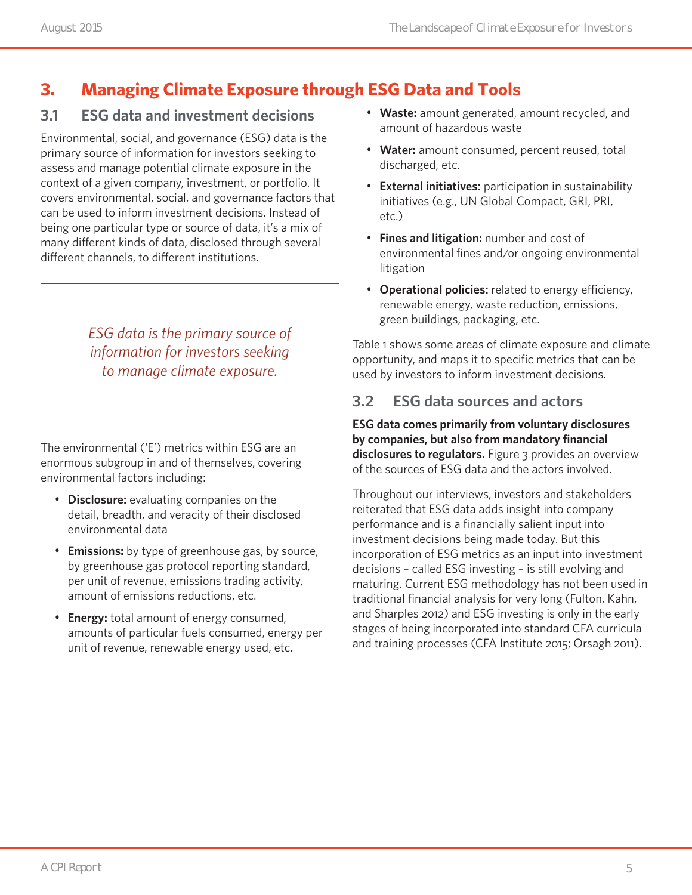# 3. Managing Climate Exposure through ESG Data and Tools

## 3.1 ESG data and investment decisions

Environmental, social, and governance (ESG) data is the primary source of information for investors seeking to assess and manage potential climate exposure in the context of a given company, investment, or portfolio. It covers environmental, social, and governance factors that can be used to inform investment decisions. Instead of being one particular type or source of data, it's a mix of many different kinds of data, disclosed through several different channels, to different institutions.

*ESG data is the primary source of information for investors seeking to manage climate exposure.*

The environmental ('E') metrics within ESG are an enormous subgroup in and of themselves, covering environmental factors including:

- **Disclosure:** evaluating companies on the detail, breadth, and veracity of their disclosed environmental data
- **Emissions:** by type of greenhouse gas, by source, by greenhouse gas protocol reporting standard, per unit of revenue, emissions trading activity, amount of emissions reductions, etc.
- **Energy:** total amount of energy consumed, amounts of particular fuels consumed, energy per unit of revenue, renewable energy used, etc.
- **Waste:** amount generated, amount recycled, and amount of hazardous waste
- **Water:** amount consumed, percent reused, total discharged, etc.
- **External initiatives:** participation in sustainability initiatives (e.g., UN Global Compact, GRI, PRI, etc.)
- **Fines and litigation:** number and cost of environmental fines and/or ongoing environmental litigation
- **Operational policies:** related to energy efficiency, renewable energy, waste reduction, emissions, green buildings, packaging, etc.

Table 1 shows some areas of climate exposure and climate opportunity, and maps it to specific metrics that can be used by investors to inform investment decisions.

## 3.2 ESG data sources and actors

**ESG data comes primarily from voluntary disclosures by companies, but also from mandatory financial disclosures to regulators.** Figure 3 provides an overview of the sources of ESG data and the actors involved.

Throughout our interviews, investors and stakeholders reiterated that ESG data adds insight into company performance and is a financially salient input into investment decisions being made today. But this incorporation of ESG metrics as an input into investment decisions – called ESG investing – is still evolving and maturing. Current ESG methodology has not been used in traditional financial analysis for very long (Fulton, Kahn, and Sharples 2012) and ESG investing is only in the early stages of being incorporated into standard CFA curricula and training processes (CFA Institute 2015; Orsagh 2011).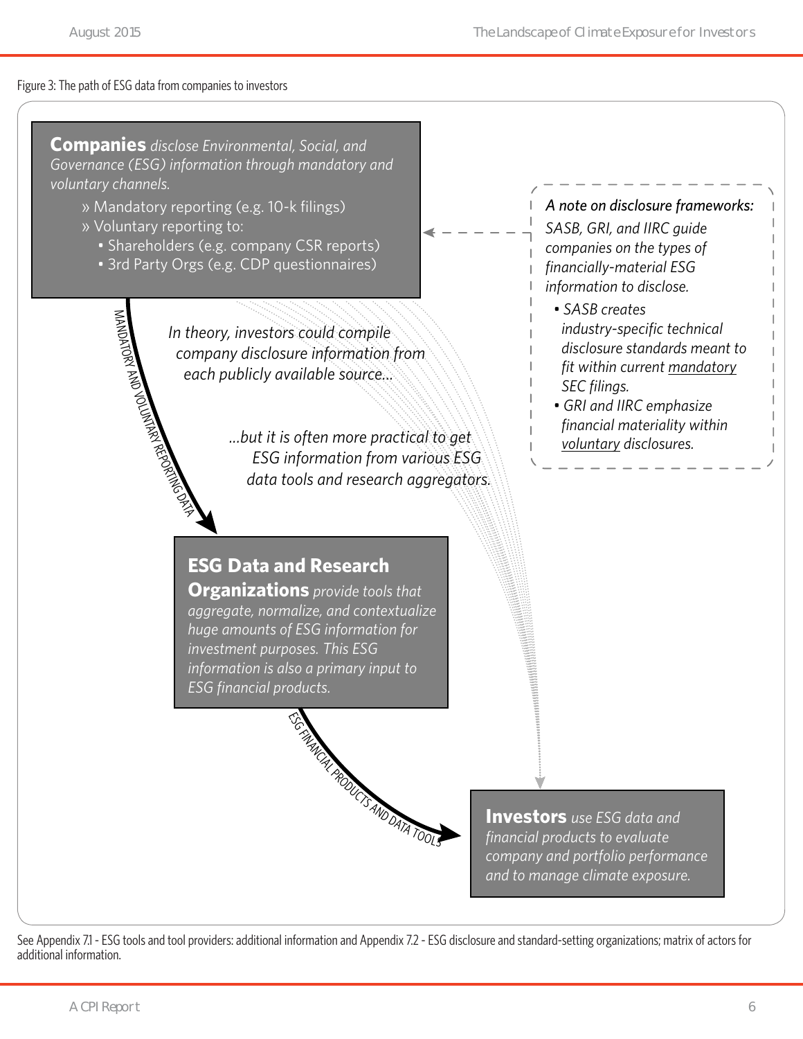Figure 3: The path of ESG data from companies to investors

**Companies** *disclose Environmental, Social, and Governance (ESG) information through mandatory and voluntary channels.*

» Mandatory reporting (e.g. 10-k filings)
» Voluntary reporting to:
- Shareholders (e.g. company CSR reports)
- 3rd Party Orgs (e.g. CDP questionnaires)

*A note on disclosure frameworks:*

*SASB, GRI, and IIRC guide companies on the types of financially-material ESG information to disclose.*

- *SASB creates industry-specific technical disclosure standards meant to fit within current mandatory SEC filings.*
- *GRI and IIRC emphasize financial materiality within voluntary disclosures.*

MANDATORY AND VOLUNTARY REPORTING DATA

*In theory, investors could compile company disclosure information from each publicly available source...*

*...but it is often more practical to get ESG information from various ESG data tools and research aggregators.*

**ESG Data and Research Organizations** *provide tools that aggregate, normalize, and contextualize huge amounts of ESG information for investment purposes. This ESG information is also a primary input to ESG financial products.*

ESG FINANCIAL PRODUCTS AND DATA TOOLS

**Investors** *use ESG data and financial products to evaluate company and portfolio performance and to manage climate exposure.*

See Appendix 7.1 - ESG tools and tool providers: additional information and Appendix 7.2 - ESG disclosure and standard-setting organizations; matrix of actors for additional information.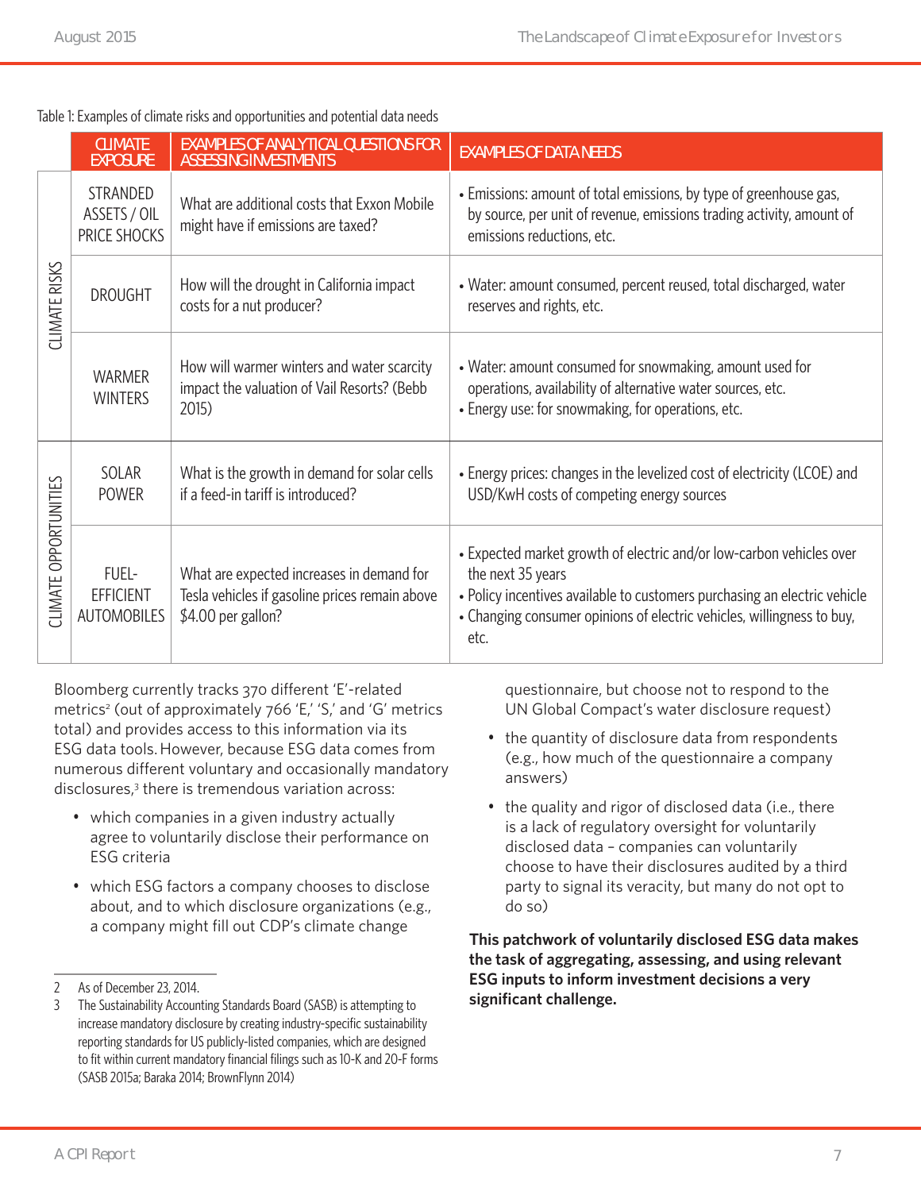Table 1: Examples of climate risks and opportunities and potential data needs

| | CLIMATE EXPOSURE | EXAMPLES OF ANALYTICAL QUESTIONS FOR ASSESSING INVESTMENTS | EXAMPLES OF DATA NEEDS |
|---|---|---|---|
| CLIMATE RISKS | STRANDED ASSETS / OIL PRICE SHOCKS | What are additional costs that Exxon Mobile might have if emissions are taxed? | • Emissions: amount of total emissions, by type of greenhouse gas, by source, per unit of revenue, emissions trading activity, amount of emissions reductions, etc. |
| | DROUGHT | How will the drought in California impact costs for a nut producer? | • Water: amount consumed, percent reused, total discharged, water reserves and rights, etc. |
| | WARMER WINTERS | How will warmer winters and water scarcity impact the valuation of Vail Resorts? (Bebb 2015) | • Water: amount consumed for snowmaking, amount used for operations, availability of alternative water sources, etc.<br>• Energy use: for snowmaking, for operations, etc. |
| CLIMATE OPPORTUNITIES | SOLAR POWER | What is the growth in demand for solar cells if a feed-in tariff is introduced? | • Energy prices: changes in the levelized cost of electricity (LCOE) and USD/KwH costs of competing energy sources |
| | FUEL-EFFICIENT AUTOMOBILES | What are expected increases in demand for Tesla vehicles if gasoline prices remain above $4.00 per gallon? | • Expected market growth of electric and/or low-carbon vehicles over the next 35 years<br>• Policy incentives available to customers purchasing an electric vehicle<br>• Changing consumer opinions of electric vehicles, willingness to buy, etc. |

Bloomberg currently tracks 370 different 'E'-related metrics[2] (out of approximately 766 'E,' 'S,' and 'G' metrics total) and provides access to this information via its ESG data tools. However, because ESG data comes from numerous different voluntary and occasionally mandatory disclosures,[3] there is tremendous variation across:

- which companies in a given industry actually agree to voluntarily disclose their performance on ESG criteria
- which ESG factors a company chooses to disclose about, and to which disclosure organizations (e.g., a company might fill out CDP's climate change questionnaire, but choose not to respond to the UN Global Compact's water disclosure request)
- the quantity of disclosure data from respondents (e.g., how much of the questionnaire a company answers)
- the quality and rigor of disclosed data (i.e., there is a lack of regulatory oversight for voluntarily disclosed data – companies can voluntarily choose to have their disclosures audited by a third party to signal its veracity, but many do not opt to do so)

**This patchwork of voluntarily disclosed ESG data makes the task of aggregating, assessing, and using relevant ESG inputs to inform investment decisions a very significant challenge.**

2 As of December 23, 2014.

3 The Sustainability Accounting Standards Board (SASB) is attempting to increase mandatory disclosure by creating industry-specific sustainability reporting standards for US publicly-listed companies, which are designed to fit within current mandatory financial filings such as 10-K and 20-F forms (SASB 2015a; Baraka 2014; BrownFlynn 2014)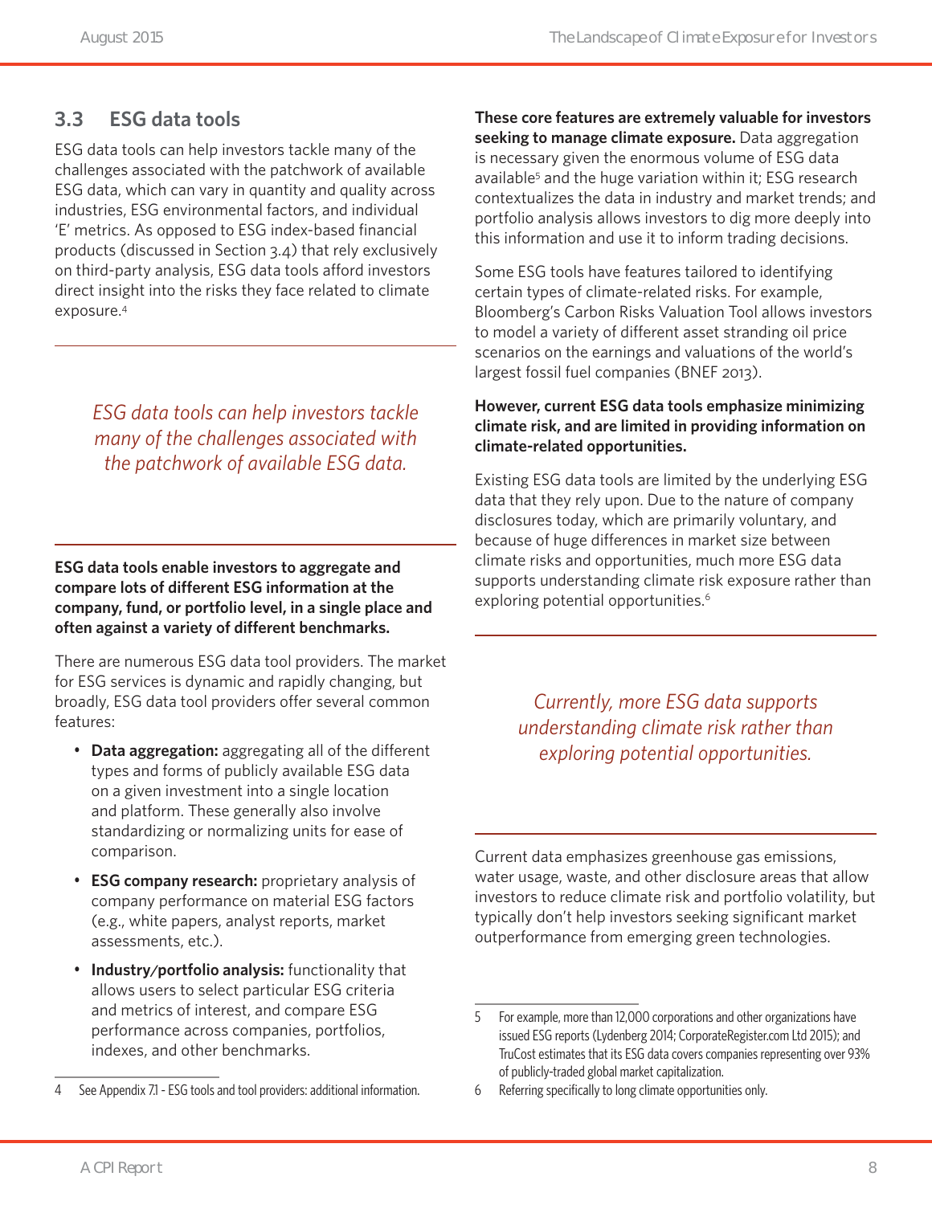## 3.3 ESG data tools

ESG data tools can help investors tackle many of the challenges associated with the patchwork of available ESG data, which can vary in quantity and quality across industries, ESG environmental factors, and individual 'E' metrics. As opposed to ESG index-based financial products (discussed in Section 3.4) that rely exclusively on third-party analysis, ESG data tools afford investors direct insight into the risks they face related to climate exposure.[4]

*ESG data tools can help investors tackle many of the challenges associated with the patchwork of available ESG data.*

**ESG data tools enable investors to aggregate and compare lots of different ESG information at the company, fund, or portfolio level, in a single place and often against a variety of different benchmarks.**

There are numerous ESG data tool providers. The market for ESG services is dynamic and rapidly changing, but broadly, ESG data tool providers offer several common features:

- **Data aggregation:** aggregating all of the different types and forms of publicly available ESG data on a given investment into a single location and platform. These generally also involve standardizing or normalizing units for ease of comparison.
- **ESG company research:** proprietary analysis of company performance on material ESG factors (e.g., white papers, analyst reports, market assessments, etc.).
- **Industry/portfolio analysis:** functionality that allows users to select particular ESG criteria and metrics of interest, and compare ESG performance across companies, portfolios, indexes, and other benchmarks.

**These core features are extremely valuable for investors seeking to manage climate exposure.** Data aggregation is necessary given the enormous volume of ESG data available[5] and the huge variation within it; ESG research contextualizes the data in industry and market trends; and portfolio analysis allows investors to dig more deeply into this information and use it to inform trading decisions.

Some ESG tools have features tailored to identifying certain types of climate-related risks. For example, Bloomberg's Carbon Risks Valuation Tool allows investors to model a variety of different asset stranding oil price scenarios on the earnings and valuations of the world's largest fossil fuel companies (BNEF 2013).

**However, current ESG data tools emphasize minimizing climate risk, and are limited in providing information on climate-related opportunities.**

Existing ESG data tools are limited by the underlying ESG data that they rely upon. Due to the nature of company disclosures today, which are primarily voluntary, and because of huge differences in market size between climate risks and opportunities, much more ESG data supports understanding climate risk exposure rather than exploring potential opportunities.[6]

*Currently, more ESG data supports understanding climate risk rather than exploring potential opportunities.*

Current data emphasizes greenhouse gas emissions, water usage, waste, and other disclosure areas that allow investors to reduce climate risk and portfolio volatility, but typically don't help investors seeking significant market outperformance from emerging green technologies.

---

4 See Appendix 7.1 - ESG tools and tool providers: additional information.

5 For example, more than 12,000 corporations and other organizations have issued ESG reports (Lydenberg 2014; CorporateRegister.com Ltd 2015); and TruCost estimates that its ESG data covers companies representing over 93% of publicly-traded global market capitalization.

6 Referring specifically to long climate opportunities only.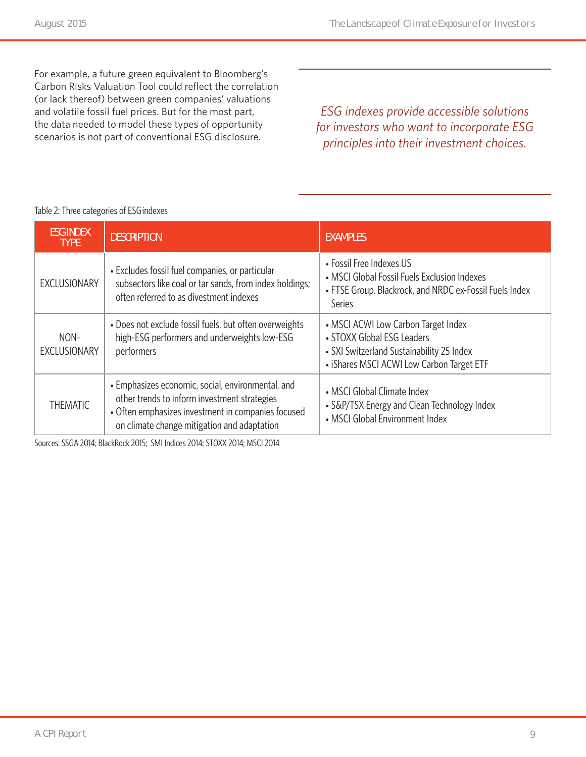For example, a future green equivalent to Bloomberg's Carbon Risks Valuation Tool could reflect the correlation (or lack thereof) between green companies' valuations and volatile fossil fuel prices. But for the most part, the data needed to model these types of opportunity scenarios is not part of conventional ESG disclosure.

*ESG indexes provide accessible solutions for investors who want to incorporate ESG principles into their investment choices.*

Table 2: Three categories of ESG indexes

| ESG INDEX TYPE | DESCRIPTION | EXAMPLES |
|---|---|---|
| EXCLUSIONARY | • Excludes fossil fuel companies, or particular subsectors like coal or tar sands, from index holdings; often referred to as divestment indexes | • Fossil Free Indexes US<br>• MSCI Global Fossil Fuels Exclusion Indexes<br>• FTSE Group, Blackrock, and NRDC ex-Fossil Fuels Index Series |
| NON-EXCLUSIONARY | • Does not exclude fossil fuels, but often overweights high-ESG performers and underweights low-ESG performers | • MSCI ACWI Low Carbon Target Index<br>• STOXX Global ESG Leaders<br>• SXI Switzerland Sustainability 25 Index<br>• iShares MSCI ACWI Low Carbon Target ETF |
| THEMATIC | • Emphasizes economic, social, environmental, and other trends to inform investment strategies<br>• Often emphasizes investment in companies focused on climate change mitigation and adaptation | • MSCI Global Climate Index<br>• S&P/TSX Energy and Clean Technology Index<br>• MSCI Global Environment Index |

Sources: SSGA 2014; BlackRock 2015; SMI Indices 2014; STOXX 2014; MSCI 2014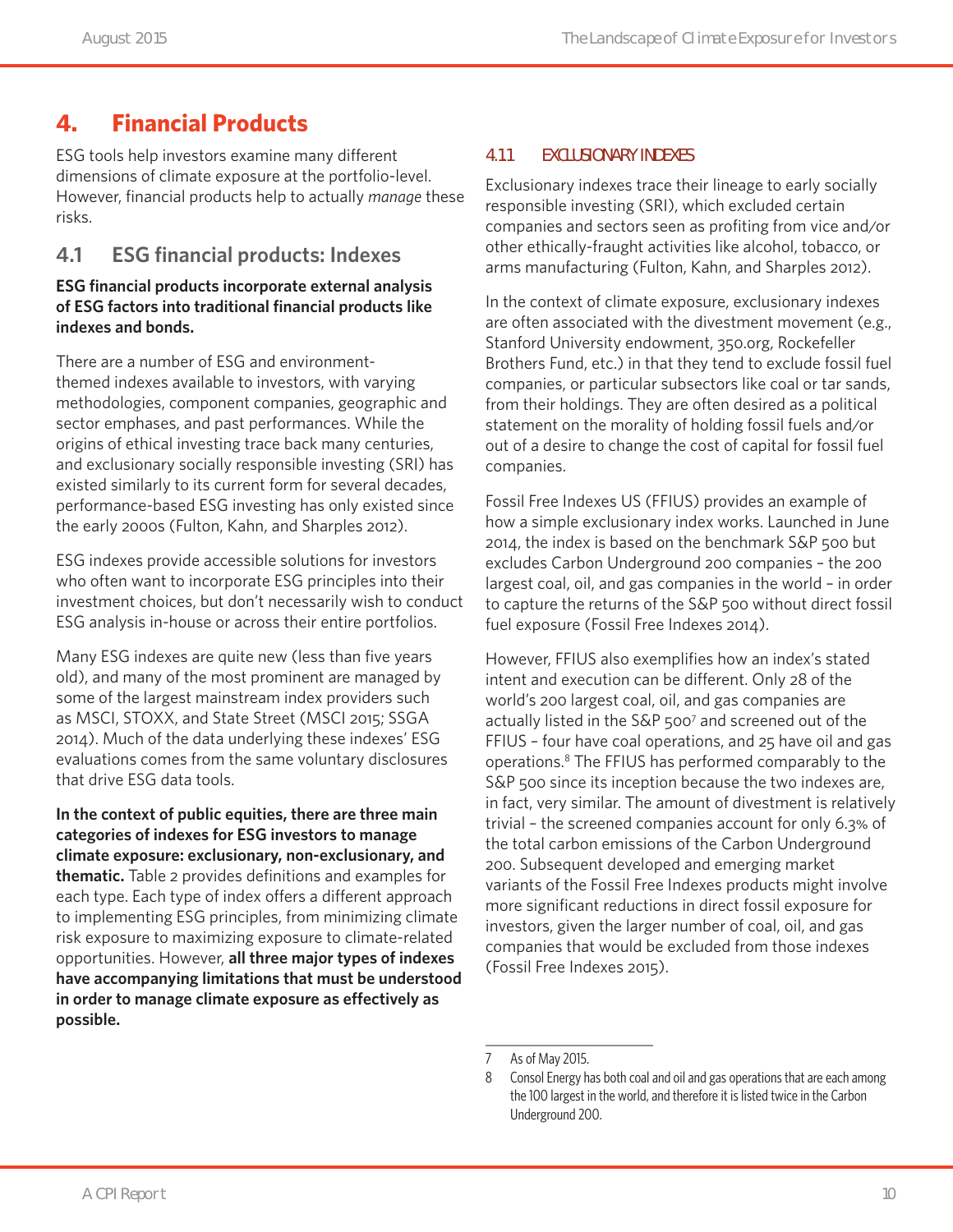# 4. Financial Products

ESG tools help investors examine many different dimensions of climate exposure at the portfolio-level. However, financial products help to actually *manage* these risks.

## 4.1 ESG financial products: Indexes

**ESG financial products incorporate external analysis of ESG factors into traditional financial products like indexes and bonds.**

There are a number of ESG and environment-themed indexes available to investors, with varying methodologies, component companies, geographic and sector emphases, and past performances. While the origins of ethical investing trace back many centuries, and exclusionary socially responsible investing (SRI) has existed similarly to its current form for several decades, performance-based ESG investing has only existed since the early 2000s (Fulton, Kahn, and Sharples 2012).

ESG indexes provide accessible solutions for investors who often want to incorporate ESG principles into their investment choices, but don't necessarily wish to conduct ESG analysis in-house or across their entire portfolios.

Many ESG indexes are quite new (less than five years old), and many of the most prominent are managed by some of the largest mainstream index providers such as MSCI, STOXX, and State Street (MSCI 2015; SSGA 2014). Much of the data underlying these indexes' ESG evaluations comes from the same voluntary disclosures that drive ESG data tools.

**In the context of public equities, there are three main categories of indexes for ESG investors to manage climate exposure: exclusionary, non-exclusionary, and thematic.** Table 2 provides definitions and examples for each type. Each type of index offers a different approach to implementing ESG principles, from minimizing climate risk exposure to maximizing exposure to climate-related opportunities. However, **all three major types of indexes have accompanying limitations that must be understood in order to manage climate exposure as effectively as possible.**

### 4.11 EXCLUSIONARY INDEXES

Exclusionary indexes trace their lineage to early socially responsible investing (SRI), which excluded certain companies and sectors seen as profiting from vice and/or other ethically-fraught activities like alcohol, tobacco, or arms manufacturing (Fulton, Kahn, and Sharples 2012).

In the context of climate exposure, exclusionary indexes are often associated with the divestment movement (e.g., Stanford University endowment, 350.org, Rockefeller Brothers Fund, etc.) in that they tend to exclude fossil fuel companies, or particular subsectors like coal or tar sands, from their holdings. They are often desired as a political statement on the morality of holding fossil fuels and/or out of a desire to change the cost of capital for fossil fuel companies.

Fossil Free Indexes US (FFIUS) provides an example of how a simple exclusionary index works. Launched in June 2014, the index is based on the benchmark S&P 500 but excludes Carbon Underground 200 companies – the 200 largest coal, oil, and gas companies in the world – in order to capture the returns of the S&P 500 without direct fossil fuel exposure (Fossil Free Indexes 2014).

However, FFIUS also exemplifies how an index's stated intent and execution can be different. Only 28 of the world's 200 largest coal, oil, and gas companies are actually listed in the S&P 500[7] and screened out of the FFIUS – four have coal operations, and 25 have oil and gas operations.[8] The FFIUS has performed comparably to the S&P 500 since its inception because the two indexes are, in fact, very similar. The amount of divestment is relatively trivial – the screened companies account for only 6.3% of the total carbon emissions of the Carbon Underground 200. Subsequent developed and emerging market variants of the Fossil Free Indexes products might involve more significant reductions in direct fossil exposure for investors, given the larger number of coal, oil, and gas companies that would be excluded from those indexes (Fossil Free Indexes 2015).

---

7 As of May 2015.

8 Consol Energy has both coal and oil and gas operations that are each among the 100 largest in the world, and therefore it is listed twice in the Carbon Underground 200.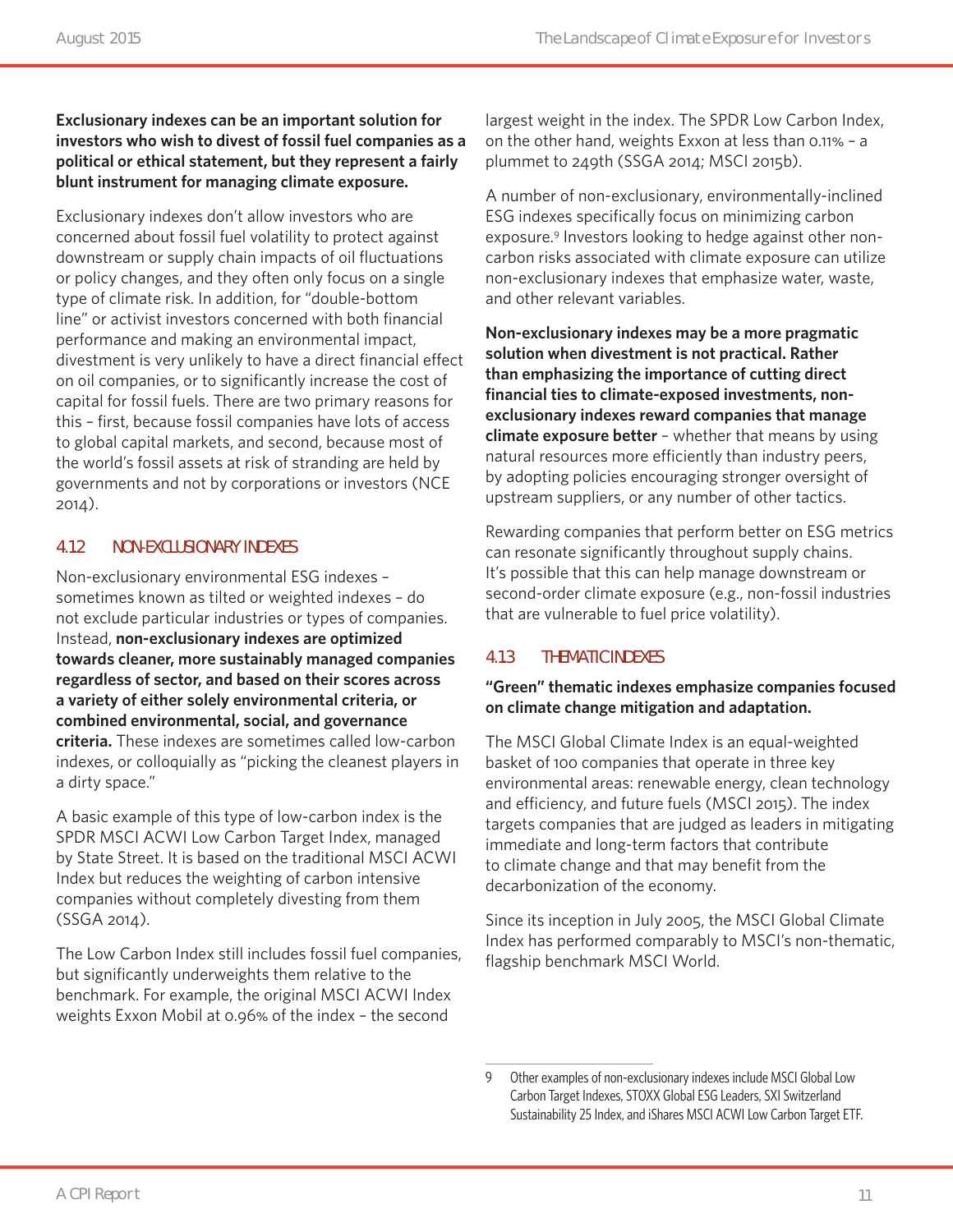**Exclusionary indexes can be an important solution for investors who wish to divest of fossil fuel companies as a political or ethical statement, but they represent a fairly blunt instrument for managing climate exposure.**

Exclusionary indexes don't allow investors who are concerned about fossil fuel volatility to protect against downstream or supply chain impacts of oil fluctuations or policy changes, and they often only focus on a single type of climate risk. In addition, for "double-bottom line" or activist investors concerned with both financial performance and making an environmental impact, divestment is very unlikely to have a direct financial effect on oil companies, or to significantly increase the cost of capital for fossil fuels. There are two primary reasons for this – first, because fossil companies have lots of access to global capital markets, and second, because most of the world's fossil assets at risk of stranding are held by governments and not by corporations or investors (NCE 2014).

## 4.12 NON-EXCLUSIONARY INDEXES

Non-exclusionary environmental ESG indexes – sometimes known as tilted or weighted indexes – do not exclude particular industries or types of companies. Instead, **non-exclusionary indexes are optimized towards cleaner, more sustainably managed companies regardless of sector, and based on their scores across a variety of either solely environmental criteria, or combined environmental, social, and governance criteria.** These indexes are sometimes called low-carbon indexes, or colloquially as "picking the cleanest players in a dirty space."

A basic example of this type of low-carbon index is the SPDR MSCI ACWI Low Carbon Target Index, managed by State Street. It is based on the traditional MSCI ACWI Index but reduces the weighting of carbon intensive companies without completely divesting from them (SSGA 2014).

The Low Carbon Index still includes fossil fuel companies, but significantly underweights them relative to the benchmark. For example, the original MSCI ACWI Index weights Exxon Mobil at 0.96% of the index – the second largest weight in the index. The SPDR Low Carbon Index, on the other hand, weights Exxon at less than 0.11% – a plummet to 249th (SSGA 2014; MSCI 2015b).

A number of non-exclusionary, environmentally-inclined ESG indexes specifically focus on minimizing carbon exposure.[9] Investors looking to hedge against other non-carbon risks associated with climate exposure can utilize non-exclusionary indexes that emphasize water, waste, and other relevant variables.

**Non-exclusionary indexes may be a more pragmatic solution when divestment is not practical. Rather than emphasizing the importance of cutting direct financial ties to climate-exposed investments, non-exclusionary indexes reward companies that manage climate exposure better** – whether that means by using natural resources more efficiently than industry peers, by adopting policies encouraging stronger oversight of upstream suppliers, or any number of other tactics.

Rewarding companies that perform better on ESG metrics can resonate significantly throughout supply chains. It's possible that this can help manage downstream or second-order climate exposure (e.g., non-fossil industries that are vulnerable to fuel price volatility).

## 4.13 THEMATIC INDEXES

**"Green" thematic indexes emphasize companies focused on climate change mitigation and adaptation.**

The MSCI Global Climate Index is an equal-weighted basket of 100 companies that operate in three key environmental areas: renewable energy, clean technology and efficiency, and future fuels (MSCI 2015). The index targets companies that are judged as leaders in mitigating immediate and long-term factors that contribute to climate change and that may benefit from the decarbonization of the economy.

Since its inception in July 2005, the MSCI Global Climate Index has performed comparably to MSCI's non-thematic, flagship benchmark MSCI World.

---

9 Other examples of non-exclusionary indexes include MSCI Global Low Carbon Target Indexes, STOXX Global ESG Leaders, SXI Switzerland Sustainability 25 Index, and iShares MSCI ACWI Low Carbon Target ETF.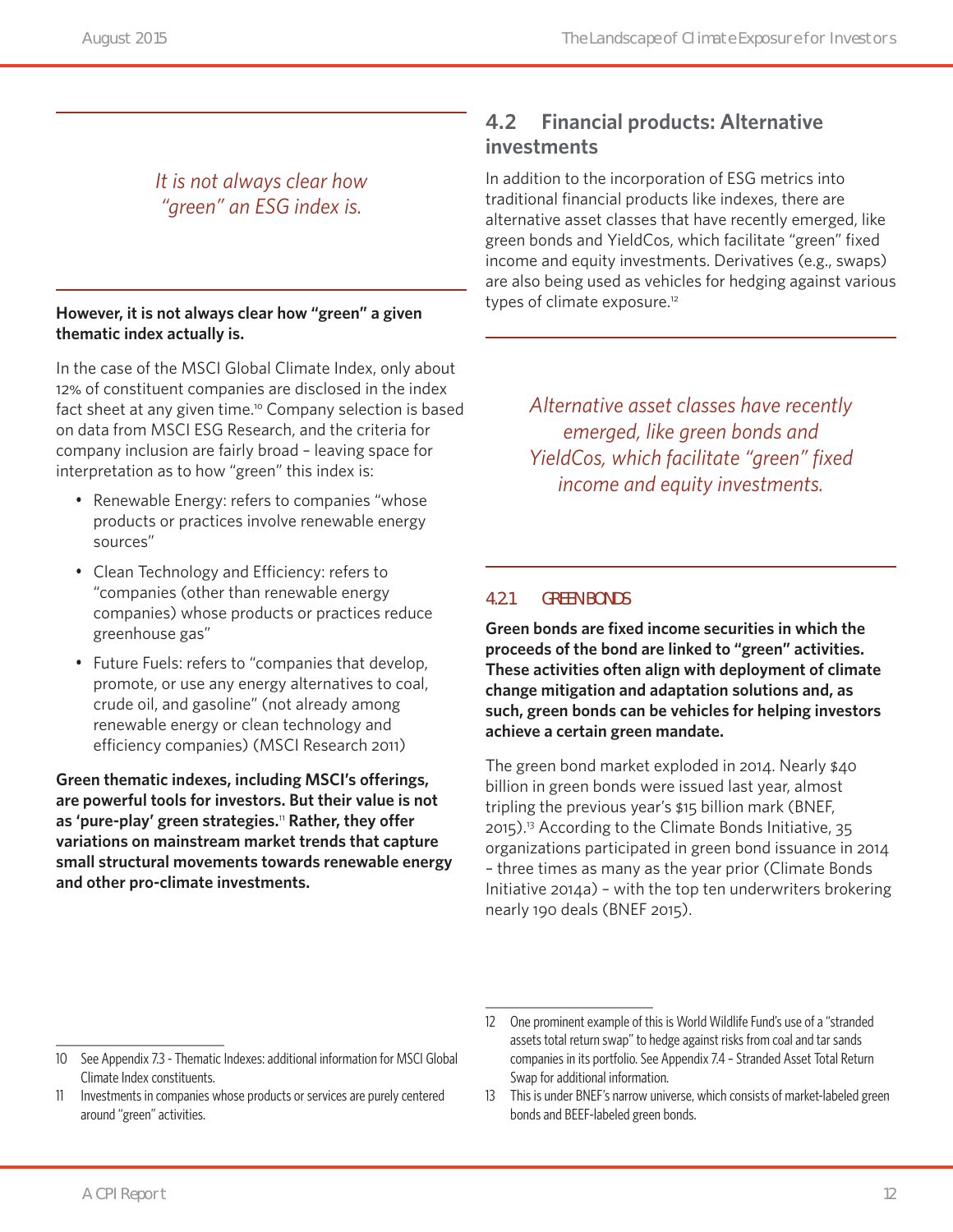*It is not always clear how "green" an ESG index is.*

**However, it is not always clear how "green" a given thematic index actually is.**

In the case of the MSCI Global Climate Index, only about 12% of constituent companies are disclosed in the index fact sheet at any given time.[10] Company selection is based on data from MSCI ESG Research, and the criteria for company inclusion are fairly broad – leaving space for interpretation as to how "green" this index is:

- Renewable Energy: refers to companies "whose products or practices involve renewable energy sources"
- Clean Technology and Efficiency: refers to "companies (other than renewable energy companies) whose products or practices reduce greenhouse gas"
- Future Fuels: refers to "companies that develop, promote, or use any energy alternatives to coal, crude oil, and gasoline" (not already among renewable energy or clean technology and efficiency companies) (MSCI Research 2011)

**Green thematic indexes, including MSCI's offerings, are powerful tools for investors. But their value is not as 'pure-play' green strategies.[11] Rather, they offer variations on mainstream market trends that capture small structural movements towards renewable energy and other pro-climate investments.**

## 4.2 Financial products: Alternative investments

In addition to the incorporation of ESG metrics into traditional financial products like indexes, there are alternative asset classes that have recently emerged, like green bonds and YieldCos, which facilitate "green" fixed income and equity investments. Derivatives (e.g., swaps) are also being used as vehicles for hedging against various types of climate exposure.[12]

*Alternative asset classes have recently emerged, like green bonds and YieldCos, which facilitate "green" fixed income and equity investments.*

### 4.2.1 GREEN BONDS

**Green bonds are fixed income securities in which the proceeds of the bond are linked to "green" activities. These activities often align with deployment of climate change mitigation and adaptation solutions and, as such, green bonds can be vehicles for helping investors achieve a certain green mandate.**

The green bond market exploded in 2014. Nearly $40 billion in green bonds were issued last year, almost tripling the previous year's $15 billion mark (BNEF, 2015).[13] According to the Climate Bonds Initiative, 35 organizations participated in green bond issuance in 2014 – three times as many as the year prior (Climate Bonds Initiative 2014a) – with the top ten underwriters brokering nearly 190 deals (BNEF 2015).

---

10 See Appendix 7.3 - Thematic Indexes: additional information for MSCI Global Climate Index constituents.

11 Investments in companies whose products or services are purely centered around "green" activities.

12 One prominent example of this is World Wildlife Fund's use of a "stranded assets total return swap" to hedge against risks from coal and tar sands companies in its portfolio. See Appendix 7.4 – Stranded Asset Total Return Swap for additional information.

13 This is under BNEF's narrow universe, which consists of market-labeled green bonds and BEEF-labeled green bonds.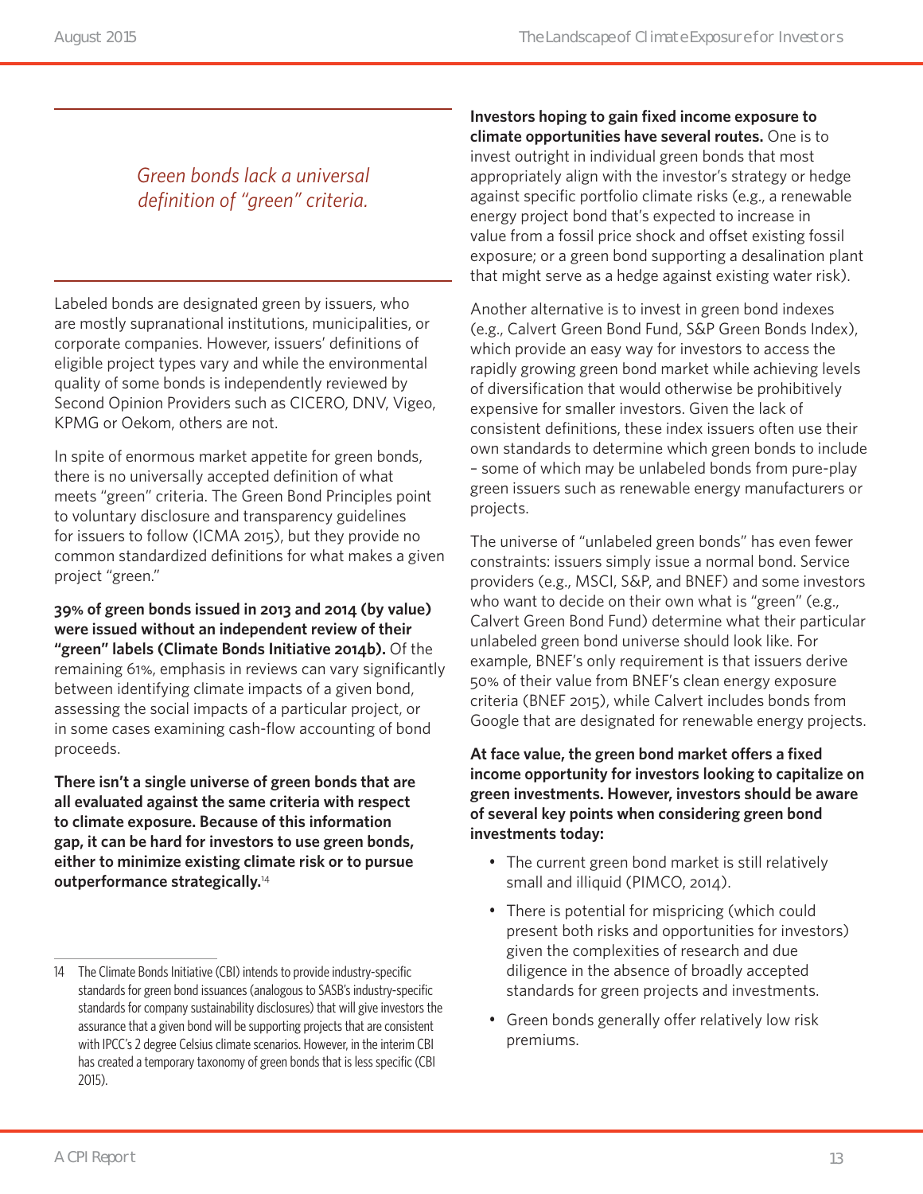*Green bonds lack a universal definition of "green" criteria.*

Labeled bonds are designated green by issuers, who are mostly supranational institutions, municipalities, or corporate companies. However, issuers' definitions of eligible project types vary and while the environmental quality of some bonds is independently reviewed by Second Opinion Providers such as CICERO, DNV, Vigeo, KPMG or Oekom, others are not.

In spite of enormous market appetite for green bonds, there is no universally accepted definition of what meets "green" criteria. The Green Bond Principles point to voluntary disclosure and transparency guidelines for issuers to follow (ICMA 2015), but they provide no common standardized definitions for what makes a given project "green."

**39% of green bonds issued in 2013 and 2014 (by value) were issued without an independent review of their "green" labels (Climate Bonds Initiative 2014b).** Of the remaining 61%, emphasis in reviews can vary significantly between identifying climate impacts of a given bond, assessing the social impacts of a particular project, or in some cases examining cash-flow accounting of bond proceeds.

**There isn't a single universe of green bonds that are all evaluated against the same criteria with respect to climate exposure. Because of this information gap, it can be hard for investors to use green bonds, either to minimize existing climate risk or to pursue outperformance strategically.**[14]

**Investors hoping to gain fixed income exposure to climate opportunities have several routes.** One is to invest outright in individual green bonds that most appropriately align with the investor's strategy or hedge against specific portfolio climate risks (e.g., a renewable energy project bond that's expected to increase in value from a fossil price shock and offset existing fossil exposure; or a green bond supporting a desalination plant that might serve as a hedge against existing water risk).

Another alternative is to invest in green bond indexes (e.g., Calvert Green Bond Fund, S&P Green Bonds Index), which provide an easy way for investors to access the rapidly growing green bond market while achieving levels of diversification that would otherwise be prohibitively expensive for smaller investors. Given the lack of consistent definitions, these index issuers often use their own standards to determine which green bonds to include – some of which may be unlabeled bonds from pure-play green issuers such as renewable energy manufacturers or projects.

The universe of "unlabeled green bonds" has even fewer constraints: issuers simply issue a normal bond. Service providers (e.g., MSCI, S&P, and BNEF) and some investors who want to decide on their own what is "green" (e.g., Calvert Green Bond Fund) determine what their particular unlabeled green bond universe should look like. For example, BNEF's only requirement is that issuers derive 50% of their value from BNEF's clean energy exposure criteria (BNEF 2015), while Calvert includes bonds from Google that are designated for renewable energy projects.

**At face value, the green bond market offers a fixed income opportunity for investors looking to capitalize on green investments. However, investors should be aware of several key points when considering green bond investments today:**

- The current green bond market is still relatively small and illiquid (PIMCO, 2014).
- There is potential for mispricing (which could present both risks and opportunities for investors) given the complexities of research and due diligence in the absence of broadly accepted standards for green projects and investments.
- Green bonds generally offer relatively low risk premiums.

---

14 The Climate Bonds Initiative (CBI) intends to provide industry-specific standards for green bond issuances (analogous to SASB's industry-specific standards for company sustainability disclosures) that will give investors the assurance that a given bond will be supporting projects that are consistent with IPCC's 2 degree Celsius climate scenarios. However, in the interim CBI has created a temporary taxonomy of green bonds that is less specific (CBI 2015).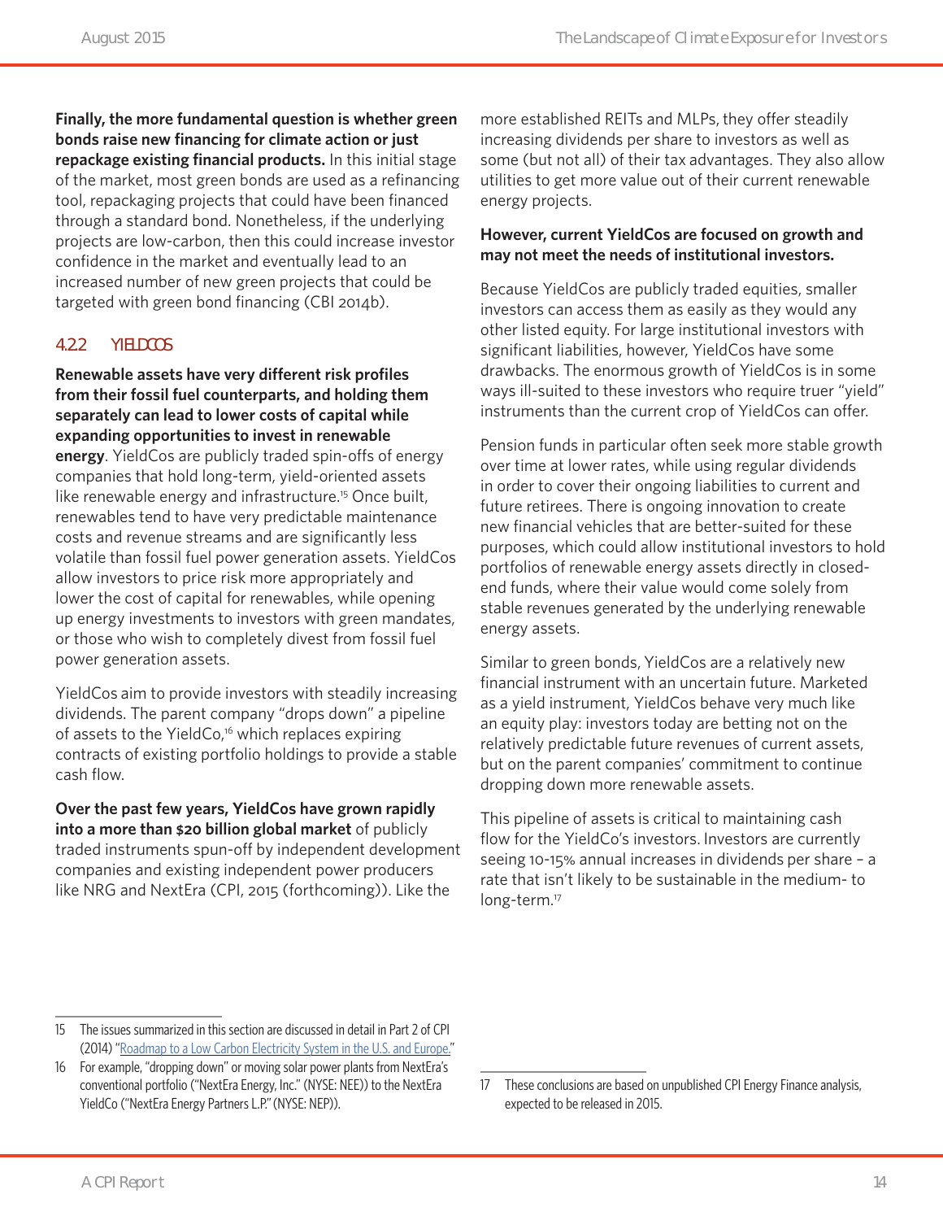**Finally, the more fundamental question is whether green bonds raise new financing for climate action or just repackage existing financial products.** In this initial stage of the market, most green bonds are used as a refinancing tool, repackaging projects that could have been financed through a standard bond. Nonetheless, if the underlying projects are low-carbon, then this could increase investor confidence in the market and eventually lead to an increased number of new green projects that could be targeted with green bond financing (CBI 2014b).

### 4.2.2 YIELDCOS

**Renewable assets have very different risk profiles from their fossil fuel counterparts, and holding them separately can lead to lower costs of capital while expanding opportunities to invest in renewable energy**. YieldCos are publicly traded spin-offs of energy companies that hold long-term, yield-oriented assets like renewable energy and infrastructure.[15] Once built, renewables tend to have very predictable maintenance costs and revenue streams and are significantly less volatile than fossil fuel power generation assets. YieldCos allow investors to price risk more appropriately and lower the cost of capital for renewables, while opening up energy investments to investors with green mandates, or those who wish to completely divest from fossil fuel power generation assets.

YieldCos aim to provide investors with steadily increasing dividends. The parent company "drops down" a pipeline of assets to the YieldCo,[16] which replaces expiring contracts of existing portfolio holdings to provide a stable cash flow.

**Over the past few years, YieldCos have grown rapidly into a more than $20 billion global market** of publicly traded instruments spun-off by independent development companies and existing independent power producers like NRG and NextEra (CPI, 2015 (forthcoming)). Like the more established REITs and MLPs, they offer steadily increasing dividends per share to investors as well as some (but not all) of their tax advantages. They also allow utilities to get more value out of their current renewable energy projects.

**However, current YieldCos are focused on growth and may not meet the needs of institutional investors.**

Because YieldCos are publicly traded equities, smaller investors can access them as easily as they would any other listed equity. For large institutional investors with significant liabilities, however, YieldCos have some drawbacks. The enormous growth of YieldCos is in some ways ill-suited to these investors who require truer "yield" instruments than the current crop of YieldCos can offer.

Pension funds in particular often seek more stable growth over time at lower rates, while using regular dividends in order to cover their ongoing liabilities to current and future retirees. There is ongoing innovation to create new financial vehicles that are better-suited for these purposes, which could allow institutional investors to hold portfolios of renewable energy assets directly in closed-end funds, where their value would come solely from stable revenues generated by the underlying renewable energy assets.

Similar to green bonds, YieldCos are a relatively new financial instrument with an uncertain future. Marketed as a yield instrument, YieldCos behave very much like an equity play: investors today are betting not on the relatively predictable future revenues of current assets, but on the parent companies' commitment to continue dropping down more renewable assets.

This pipeline of assets is critical to maintaining cash flow for the YieldCo's investors. Investors are currently seeing 10-15% annual increases in dividends per share – a rate that isn't likely to be sustainable in the medium- to long-term.[17]

---

15 The issues summarized in this section are discussed in detail in Part 2 of CPI (2014) "[Roadmap to a Low Carbon Electricity System in the U.S. and Europe.](#)"

16 For example, "dropping down" or moving solar power plants from NextEra's conventional portfolio ("NextEra Energy, Inc." (NYSE: NEE)) to the NextEra YieldCo ("NextEra Energy Partners L.P." (NYSE: NEP)).

17 These conclusions are based on unpublished CPI Energy Finance analysis, expected to be released in 2015.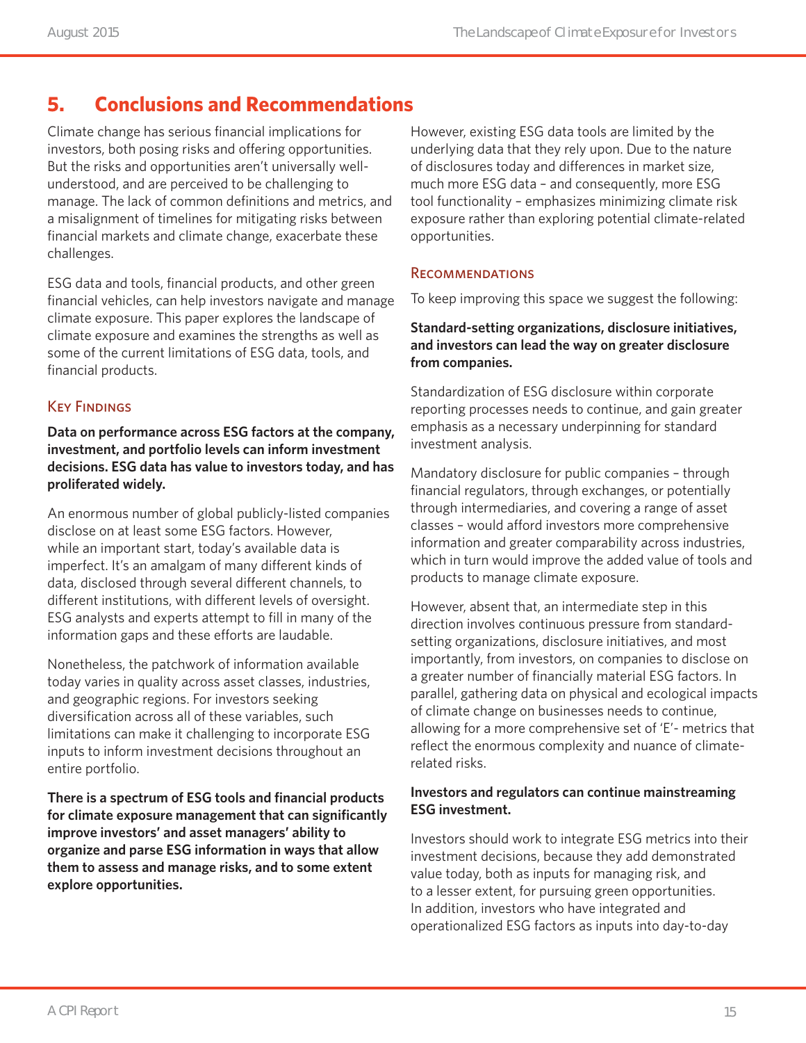## 5. Conclusions and Recommendations

Climate change has serious financial implications for investors, both posing risks and offering opportunities. But the risks and opportunities aren't universally well-understood, and are perceived to be challenging to manage. The lack of common definitions and metrics, and a misalignment of timelines for mitigating risks between financial markets and climate change, exacerbate these challenges.

ESG data and tools, financial products, and other green financial vehicles, can help investors navigate and manage climate exposure. This paper explores the landscape of climate exposure and examines the strengths as well as some of the current limitations of ESG data, tools, and financial products.

### Key Findings

**Data on performance across ESG factors at the company, investment, and portfolio levels can inform investment decisions. ESG data has value to investors today, and has proliferated widely.**

An enormous number of global publicly-listed companies disclose on at least some ESG factors. However, while an important start, today's available data is imperfect. It's an amalgam of many different kinds of data, disclosed through several different channels, to different institutions, with different levels of oversight. ESG analysts and experts attempt to fill in many of the information gaps and these efforts are laudable.

Nonetheless, the patchwork of information available today varies in quality across asset classes, industries, and geographic regions. For investors seeking diversification across all of these variables, such limitations can make it challenging to incorporate ESG inputs to inform investment decisions throughout an entire portfolio.

**There is a spectrum of ESG tools and financial products for climate exposure management that can significantly improve investors' and asset managers' ability to organize and parse ESG information in ways that allow them to assess and manage risks, and to some extent explore opportunities.**

However, existing ESG data tools are limited by the underlying data that they rely upon. Due to the nature of disclosures today and differences in market size, much more ESG data – and consequently, more ESG tool functionality – emphasizes minimizing climate risk exposure rather than exploring potential climate-related opportunities.

### Recommendations

To keep improving this space we suggest the following:

**Standard-setting organizations, disclosure initiatives, and investors can lead the way on greater disclosure from companies.**

Standardization of ESG disclosure within corporate reporting processes needs to continue, and gain greater emphasis as a necessary underpinning for standard investment analysis.

Mandatory disclosure for public companies – through financial regulators, through exchanges, or potentially through intermediaries, and covering a range of asset classes – would afford investors more comprehensive information and greater comparability across industries, which in turn would improve the added value of tools and products to manage climate exposure.

However, absent that, an intermediate step in this direction involves continuous pressure from standard-setting organizations, disclosure initiatives, and most importantly, from investors, on companies to disclose on a greater number of financially material ESG factors. In parallel, gathering data on physical and ecological impacts of climate change on businesses needs to continue, allowing for a more comprehensive set of 'E'- metrics that reflect the enormous complexity and nuance of climate-related risks.

**Investors and regulators can continue mainstreaming ESG investment.**

Investors should work to integrate ESG metrics into their investment decisions, because they add demonstrated value today, both as inputs for managing risk, and to a lesser extent, for pursuing green opportunities. In addition, investors who have integrated and operationalized ESG factors as inputs into day-to-day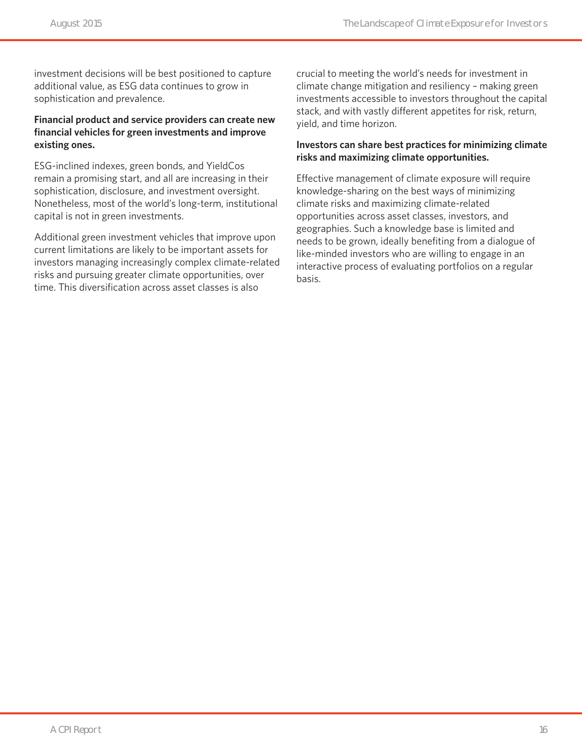investment decisions will be best positioned to capture additional value, as ESG data continues to grow in sophistication and prevalence.

**Financial product and service providers can create new financial vehicles for green investments and improve existing ones.**

ESG-inclined indexes, green bonds, and YieldCos remain a promising start, and all are increasing in their sophistication, disclosure, and investment oversight. Nonetheless, most of the world's long-term, institutional capital is not in green investments.

Additional green investment vehicles that improve upon current limitations are likely to be important assets for investors managing increasingly complex climate-related risks and pursuing greater climate opportunities, over time. This diversification across asset classes is also crucial to meeting the world's needs for investment in climate change mitigation and resiliency – making green investments accessible to investors throughout the capital stack, and with vastly different appetites for risk, return, yield, and time horizon.

**Investors can share best practices for minimizing climate risks and maximizing climate opportunities.**

Effective management of climate exposure will require knowledge-sharing on the best ways of minimizing climate risks and maximizing climate-related opportunities across asset classes, investors, and geographies. Such a knowledge base is limited and needs to be grown, ideally benefiting from a dialogue of like-minded investors who are willing to engage in an interactive process of evaluating portfolios on a regular basis.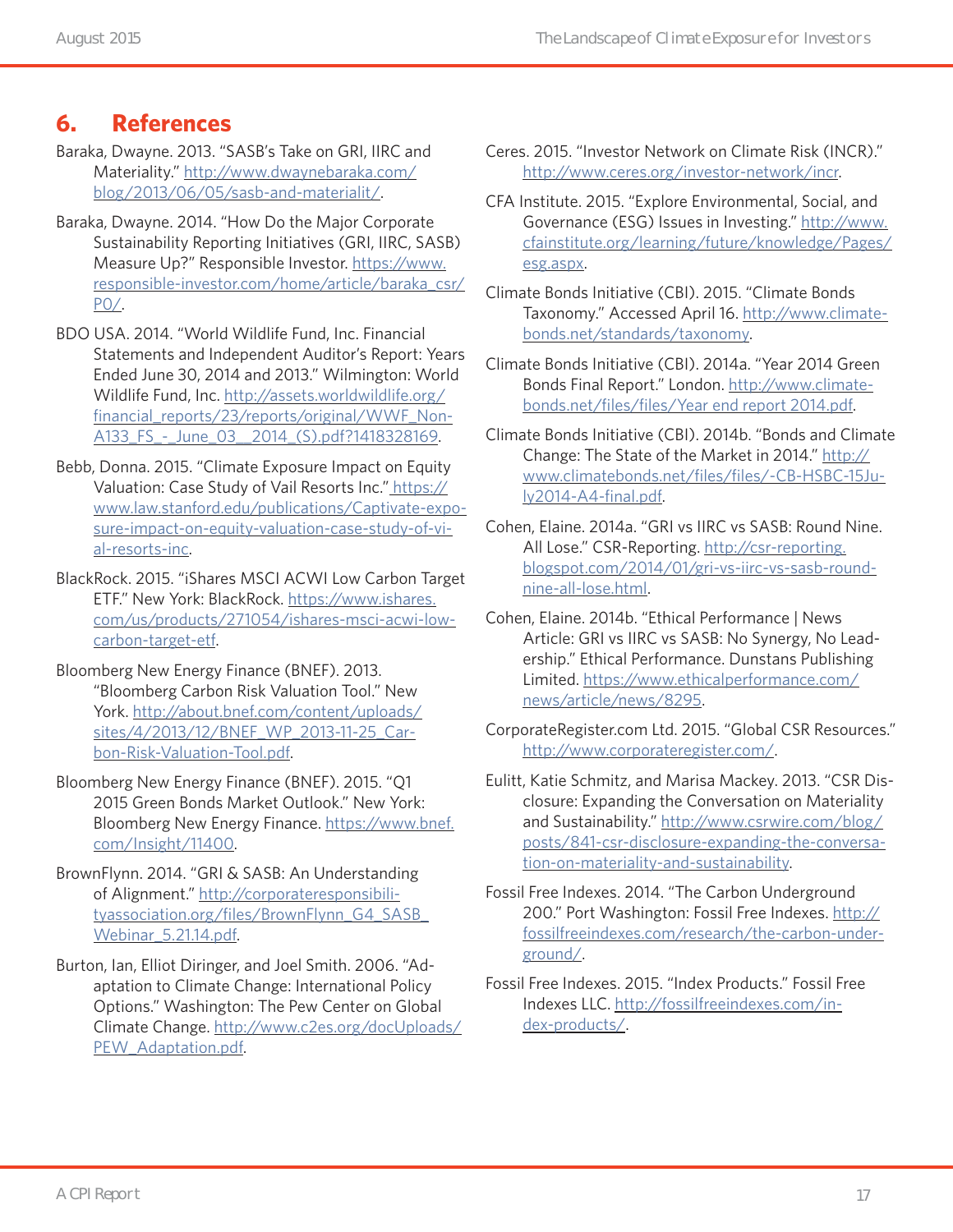## 6. References

Baraka, Dwayne. 2013. "SASB's Take on GRI, IIRC and Materiality." http://www.dwaynebaraka.com/blog/2013/06/05/sasb-and-materialit/.

Baraka, Dwayne. 2014. "How Do the Major Corporate Sustainability Reporting Initiatives (GRI, IIRC, SASB) Measure Up?" Responsible Investor. https://www.responsible-investor.com/home/article/baraka_csr/P0/.

BDO USA. 2014. "World Wildlife Fund, Inc. Financial Statements and Independent Auditor's Report: Years Ended June 30, 2014 and 2013." Wilmington: World Wildlife Fund, Inc. http://assets.worldwildlife.org/financial_reports/23/reports/original/WWF_Non-A133_FS_-_June_03__2014_(S).pdf?1418328169.

Bebb, Donna. 2015. "Climate Exposure Impact on Equity Valuation: Case Study of Vail Resorts Inc." https://www.law.stanford.edu/publications/Captivate-exposure-impact-on-equity-valuation-case-study-of-vial-resorts-inc.

BlackRock. 2015. "iShares MSCI ACWI Low Carbon Target ETF." New York: BlackRock. https://www.ishares.com/us/products/271054/ishares-msci-acwi-low-carbon-target-etf.

Bloomberg New Energy Finance (BNEF). 2013. "Bloomberg Carbon Risk Valuation Tool." New York. http://about.bnef.com/content/uploads/sites/4/2013/12/BNEF_WP_2013-11-25_Carbon-Risk-Valuation-Tool.pdf.

Bloomberg New Energy Finance (BNEF). 2015. "Q1 2015 Green Bonds Market Outlook." New York: Bloomberg New Energy Finance. https://www.bnef.com/Insight/11400.

BrownFlynn. 2014. "GRI & SASB: An Understanding of Alignment." http://corporateresponsibilityassociation.org/files/BrownFlynn_G4_SASB_Webinar_5.21.14.pdf.

Burton, Ian, Elliot Diringer, and Joel Smith. 2006. "Adaptation to Climate Change: International Policy Options." Washington: The Pew Center on Global Climate Change. http://www.c2es.org/docUploads/PEW_Adaptation.pdf.

Ceres. 2015. "Investor Network on Climate Risk (INCR)." http://www.ceres.org/investor-network/incr.

CFA Institute. 2015. "Explore Environmental, Social, and Governance (ESG) Issues in Investing." http://www.cfainstitute.org/learning/future/knowledge/Pages/esg.aspx.

Climate Bonds Initiative (CBI). 2015. "Climate Bonds Taxonomy." Accessed April 16. http://www.climate-bonds.net/standards/taxonomy.

Climate Bonds Initiative (CBI). 2014a. "Year 2014 Green Bonds Final Report." London. http://www.climate-bonds.net/files/files/Year end report 2014.pdf.

Climate Bonds Initiative (CBI). 2014b. "Bonds and Climate Change: The State of the Market in 2014." http://www.climatebonds.net/files/files/-CB-HSBC-15July2014-A4-final.pdf.

Cohen, Elaine. 2014a. "GRI vs IIRC vs SASB: Round Nine. All Lose." CSR-Reporting. http://csr-reporting.blogspot.com/2014/01/gri-vs-iirc-vs-sasb-round-nine-all-lose.html.

Cohen, Elaine. 2014b. "Ethical Performance | News Article: GRI vs IIRC vs SASB: No Synergy, No Leadership." Ethical Performance. Dunstans Publishing Limited. https://www.ethicalperformance.com/news/article/news/8295.

CorporateRegister.com Ltd. 2015. "Global CSR Resources." http://www.corporateregister.com/.

Eulitt, Katie Schmitz, and Marisa Mackey. 2013. "CSR Disclosure: Expanding the Conversation on Materiality and Sustainability." http://www.csrwire.com/blog/posts/841-csr-disclosure-expanding-the-conversation-on-materiality-and-sustainability.

Fossil Free Indexes. 2014. "The Carbon Underground 200." Port Washington: Fossil Free Indexes. http://fossilfreeindexes.com/research/the-carbon-underground/.

Fossil Free Indexes. 2015. "Index Products." Fossil Free Indexes LLC. http://fossilfreeindexes.com/index-products/.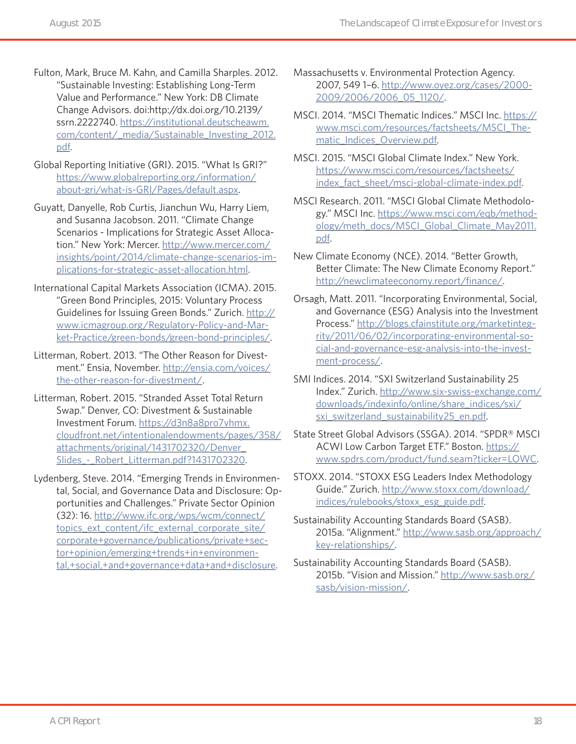Fulton, Mark, Bruce M. Kahn, and Camilla Sharples. 2012. "Sustainable Investing: Establishing Long-Term Value and Performance." New York: DB Climate Change Advisors. doi:http://dx.doi.org/10.2139/ssrn.2222740. https://institutional.deutscheawm.com/content/_media/Sustainable_Investing_2012.pdf.

Global Reporting Initiative (GRI). 2015. "What Is GRI?" https://www.globalreporting.org/information/about-gri/what-is-GRI/Pages/default.aspx.

Guyatt, Danyelle, Rob Curtis, Jianchun Wu, Harry Liem, and Susanna Jacobson. 2011. "Climate Change Scenarios - Implications for Strategic Asset Allocation." New York: Mercer. http://www.mercer.com/insights/point/2014/climate-change-scenarios-implications-for-strategic-asset-allocation.html.

International Capital Markets Association (ICMA). 2015. "Green Bond Principles, 2015: Voluntary Process Guidelines for Issuing Green Bonds." Zurich. http://www.icmagroup.org/Regulatory-Policy-and-Market-Practice/green-bonds/green-bond-principles/.

Litterman, Robert. 2013. "The Other Reason for Divestment." Ensia, November. http://ensia.com/voices/the-other-reason-for-divestment/.

Litterman, Robert. 2015. "Stranded Asset Total Return Swap." Denver, CO: Divestment & Sustainable Investment Forum. https://d3n8a8pro7vhmx.cloudfront.net/intentionalendowments/pages/358/attachments/original/1431702320/Denver_Slides_-_Robert_Litterman.pdf?1431702320.

Lydenberg, Steve. 2014. "Emerging Trends in Environmental, Social, and Governance Data and Disclosure: Opportunities and Challenges." Private Sector Opinion (32): 16. http://www.ifc.org/wps/wcm/connect/topics_ext_content/ifc_external_corporate_site/corporate+governance/publications/private+sector+opinion/emerging+trends+in+environmental,+social,+and+governance+data+and+disclosure.

Massachusetts v. Environmental Protection Agency. 2007, 549 1–6. http://www.oyez.org/cases/2000-2009/2006/2006_05_1120/.

MSCI. 2014. "MSCI Thematic Indices." MSCI Inc. https://www.msci.com/resources/factsheets/MSCI_Thematic_Indices_Overview.pdf.

MSCI. 2015. "MSCI Global Climate Index." New York. https://www.msci.com/resources/factsheets/index_fact_sheet/msci-global-climate-index.pdf.

MSCI Research. 2011. "MSCI Global Climate Methodology." MSCI Inc. https://www.msci.com/eqb/methodology/meth_docs/MSCI_Global_Climate_May2011.pdf.

New Climate Economy (NCE). 2014. "Better Growth, Better Climate: The New Climate Economy Report." http://newclimateeconomy.report/finance/.

Orsagh, Matt. 2011. "Incorporating Environmental, Social, and Governance (ESG) Analysis into the Investment Process." http://blogs.cfainstitute.org/marketintegrity/2011/06/02/incorporating-environmental-social-and-governance-esg-analysis-into-the-investment-process/.

SMI Indices. 2014. "SXI Switzerland Sustainability 25 Index." Zurich. http://www.six-swiss-exchange.com/downloads/indexinfo/online/share_indices/sxi/sxi_switzerland_sustainability25_en.pdf.

State Street Global Advisors (SSGA). 2014. "SPDR® MSCI ACWI Low Carbon Target ETF." Boston. https://www.spdrs.com/product/fund.seam?ticker=LOWC.

STOXX. 2014. "STOXX ESG Leaders Index Methodology Guide." Zurich. http://www.stoxx.com/download/indices/rulebooks/stoxx_esg_guide.pdf.

Sustainability Accounting Standards Board (SASB). 2015a. "Alignment." http://www.sasb.org/approach/key-relationships/.

Sustainability Accounting Standards Board (SASB). 2015b. "Vision and Mission." http://www.sasb.org/sasb/vision-mission/.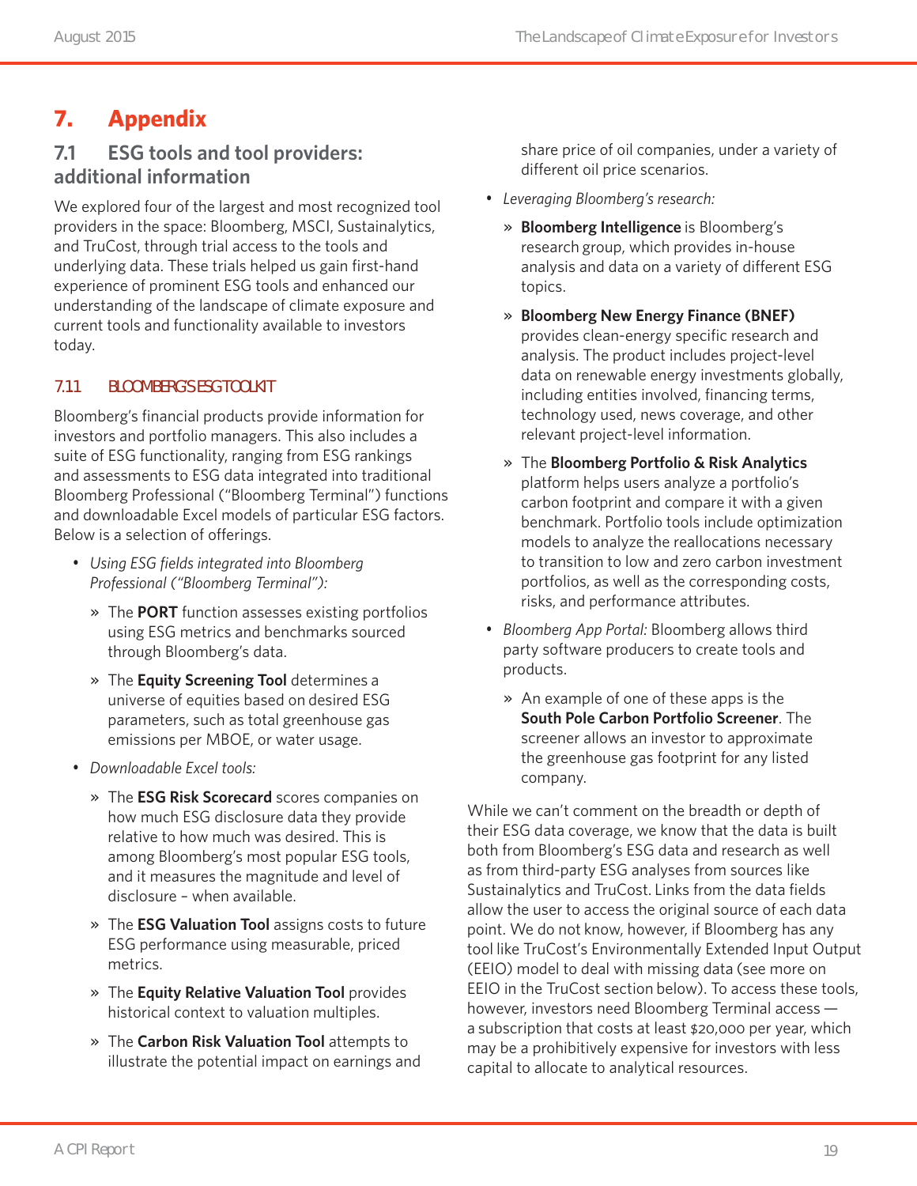# 7. Appendix

## 7.1 ESG tools and tool providers: additional information

We explored four of the largest and most recognized tool providers in the space: Bloomberg, MSCI, Sustainalytics, and TruCost, through trial access to the tools and underlying data. These trials helped us gain first-hand experience of prominent ESG tools and enhanced our understanding of the landscape of climate exposure and current tools and functionality available to investors today.

### 7.11 BLOOMBERG'S ESG TOOLKIT

Bloomberg's financial products provide information for investors and portfolio managers. This also includes a suite of ESG functionality, ranging from ESG rankings and assessments to ESG data integrated into traditional Bloomberg Professional ("Bloomberg Terminal") functions and downloadable Excel models of particular ESG factors. Below is a selection of offerings.

- *Using ESG fields integrated into Bloomberg Professional ("Bloomberg Terminal"):*
  - The **PORT** function assesses existing portfolios using ESG metrics and benchmarks sourced through Bloomberg's data.
  - The **Equity Screening Tool** determines a universe of equities based on desired ESG parameters, such as total greenhouse gas emissions per MBOE, or water usage.
- *Downloadable Excel tools:*
  - The **ESG Risk Scorecard** scores companies on how much ESG disclosure data they provide relative to how much was desired. This is among Bloomberg's most popular ESG tools, and it measures the magnitude and level of disclosure – when available.
  - The **ESG Valuation Tool** assigns costs to future ESG performance using measurable, priced metrics.
  - The **Equity Relative Valuation Tool** provides historical context to valuation multiples.
  - The **Carbon Risk Valuation Tool** attempts to illustrate the potential impact on earnings and share price of oil companies, under a variety of different oil price scenarios.
- *Leveraging Bloomberg's research:*
  - **Bloomberg Intelligence** is Bloomberg's research group, which provides in-house analysis and data on a variety of different ESG topics.
  - **Bloomberg New Energy Finance (BNEF)** provides clean-energy specific research and analysis. The product includes project-level data on renewable energy investments globally, including entities involved, financing terms, technology used, news coverage, and other relevant project-level information.
  - The **Bloomberg Portfolio & Risk Analytics** platform helps users analyze a portfolio's carbon footprint and compare it with a given benchmark. Portfolio tools include optimization models to analyze the reallocations necessary to transition to low and zero carbon investment portfolios, as well as the corresponding costs, risks, and performance attributes.
- *Bloomberg App Portal:* Bloomberg allows third party software producers to create tools and products.
  - An example of one of these apps is the **South Pole Carbon Portfolio Screener**. The screener allows an investor to approximate the greenhouse gas footprint for any listed company.

While we can't comment on the breadth or depth of their ESG data coverage, we know that the data is built both from Bloomberg's ESG data and research as well as from third-party ESG analyses from sources like Sustainalytics and TruCost. Links from the data fields allow the user to access the original source of each data point. We do not know, however, if Bloomberg has any tool like TruCost's Environmentally Extended Input Output (EEIO) model to deal with missing data (see more on EEIO in the TruCost section below). To access these tools, however, investors need Bloomberg Terminal access — a subscription that costs at least $20,000 per year, which may be a prohibitively expensive for investors with less capital to allocate to analytical resources.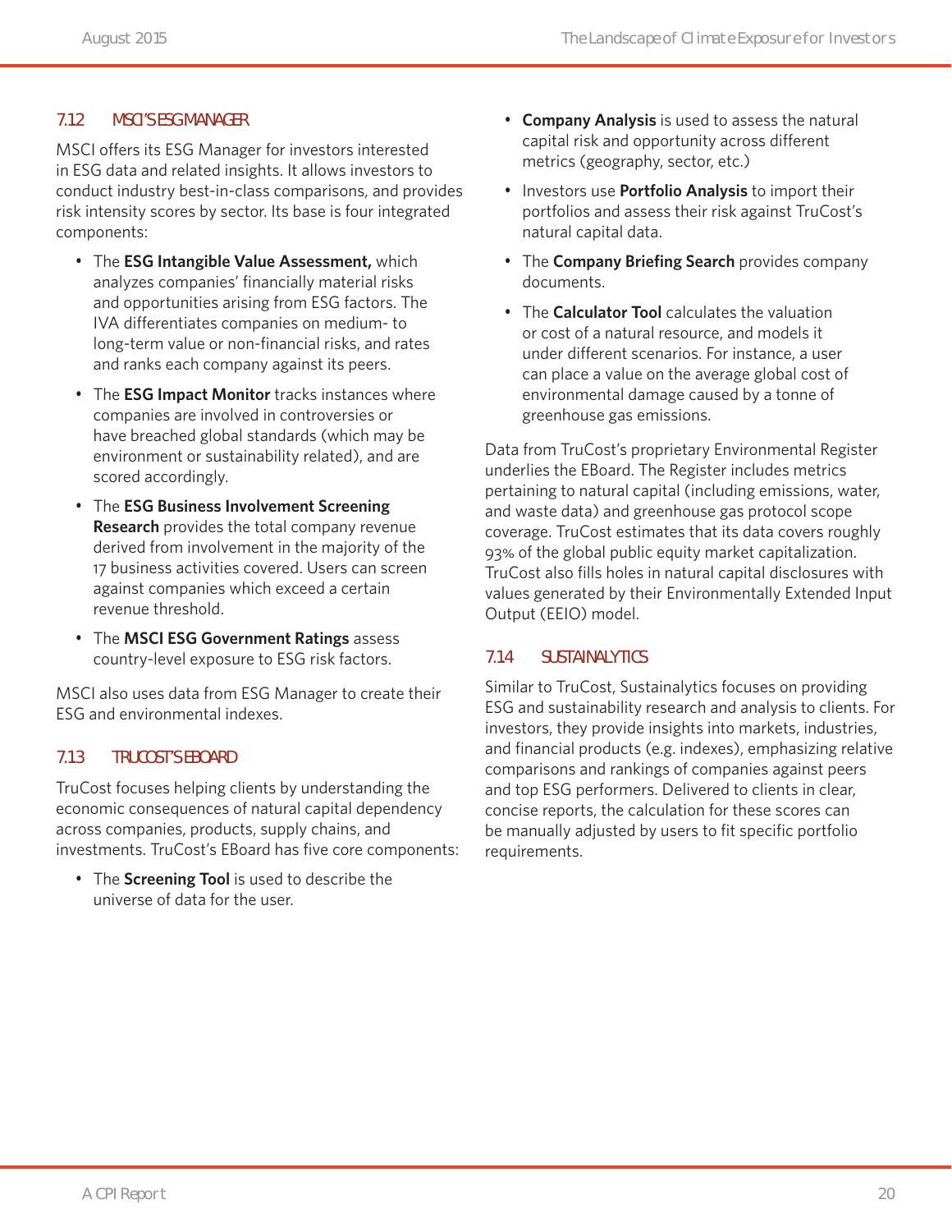### 7.12 MSCI'S ESG MANAGER

MSCI offers its ESG Manager for investors interested in ESG data and related insights. It allows investors to conduct industry best-in-class comparisons, and provides risk intensity scores by sector. Its base is four integrated components:

- The **ESG Intangible Value Assessment,** which analyzes companies' financially material risks and opportunities arising from ESG factors. The IVA differentiates companies on medium- to long-term value or non-financial risks, and rates and ranks each company against its peers.
- The **ESG Impact Monitor** tracks instances where companies are involved in controversies or have breached global standards (which may be environment or sustainability related), and are scored accordingly.
- The **ESG Business Involvement Screening Research** provides the total company revenue derived from involvement in the majority of the 17 business activities covered. Users can screen against companies which exceed a certain revenue threshold.
- The **MSCI ESG Government Ratings** assess country-level exposure to ESG risk factors.

MSCI also uses data from ESG Manager to create their ESG and environmental indexes.

### 7.13 TRUCOST'S EBOARD

TruCost focuses helping clients by understanding the economic consequences of natural capital dependency across companies, products, supply chains, and investments. TruCost's EBoard has five core components:

- The **Screening Tool** is used to describe the universe of data for the user.
- **Company Analysis** is used to assess the natural capital risk and opportunity across different metrics (geography, sector, etc.)
- Investors use **Portfolio Analysis** to import their portfolios and assess their risk against TruCost's natural capital data.
- The **Company Briefing Search** provides company documents.
- The **Calculator Tool** calculates the valuation or cost of a natural resource, and models it under different scenarios. For instance, a user can place a value on the average global cost of environmental damage caused by a tonne of greenhouse gas emissions.

Data from TruCost's proprietary Environmental Register underlies the EBoard. The Register includes metrics pertaining to natural capital (including emissions, water, and waste data) and greenhouse gas protocol scope coverage. TruCost estimates that its data covers roughly 93% of the global public equity market capitalization. TruCost also fills holes in natural capital disclosures with values generated by their Environmentally Extended Input Output (EEIO) model.

### 7.14 SUSTAINALYTICS

Similar to TruCost, Sustainalytics focuses on providing ESG and sustainability research and analysis to clients. For investors, they provide insights into markets, industries, and financial products (e.g. indexes), emphasizing relative comparisons and rankings of companies against peers and top ESG performers. Delivered to clients in clear, concise reports, the calculation for these scores can be manually adjusted by users to fit specific portfolio requirements.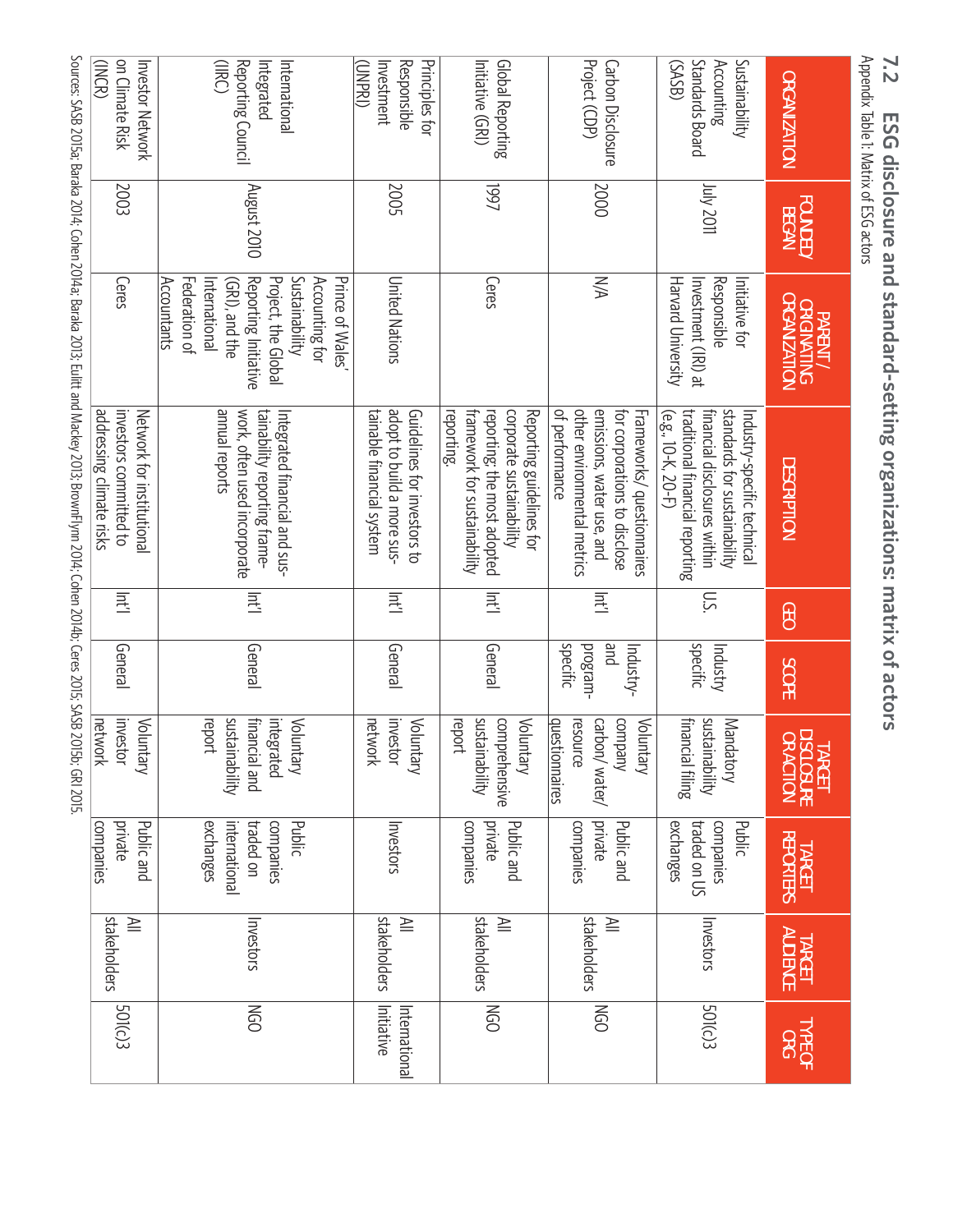## 7.2 ESG disclosure and standard-setting organizations: matrix of actors

Appendix Table 1: Matrix of ESG actors

| ORGANIZATION | FOUNDED/BEGAN | PARENT/ORIGINATING ORGANIZATION | DESCRIPTION | GEO | SCOPE | TARGET DISCLOSURE OR ACTION | TARGET REPORTERS | TARGET AUDIENCE | TYPE OF ORG |
|---|---|---|---|---|---|---|---|---|---|
| Sustainability Accounting Standards Board (SASB) | July 2011 | Initiative for Responsible Investment (IRI) at Harvard University | Industry-specific technical standards for sustainability financial disclosures within traditional financial reporting (e.g., 10-K, 20-F) | U.S. | Industry specific | Mandatory sustainability financial filing | Public companies traded on US exchanges | Investors | 501(c)3 |
| Carbon Disclosure Project (CDP) | 2000 | N/A | Frameworks/questionnaires for corporations to disclose emissions, water use, and other environmental metrics of performance | Int'l | Industry- and program-specific | Voluntary company carbon/water/resource questionnaires | Public and private companies | All stakeholders | NGO |
| Global Reporting Initiative (GRI) | 1997 | Ceres | Reporting guidelines for corporate sustainability reporting; the most adopted framework for sustainability reporting. | Int'l | General | Voluntary comprehensive sustainability report | Public and private companies | All stakeholders | NGO |
| Principles for Responsible Investment (UNPRI) | 2005 | United Nations | Guidelines for investors to adopt to build a more sustainable financial system | Int'l | General | Voluntary investor network | Investors | All stakeholders | International Initiative |
| International Integrated Reporting Council (IIRC) | August 2010 | Prince of Wales' Accounting for Sustainability Project, the Global Reporting Initiative (GRI), and the International Federation of Accountants | Integrated financial and sustainability reporting framework, often used incorporate annual reports | Int'l | General | Voluntary integrated financial and sustainability report | Public companies traded on international exchanges | Investors | NGO |
| Investor Network on Climate Risk (INCR) | 2003 | Ceres | Network for institutional investors committed to addressing climate risks | Int'l | General | Voluntary investor network | Public and private companies | All stakeholders | 501(c)3 |

Sources: SASB 2015a; Baraka 2014; Cohen 2014a; Baraka 2013; Eulitt and Mackey 2013; BrownFlynn 2014; Cohen 2014b; Ceres 2015; SASB 2015b; GRI 2015.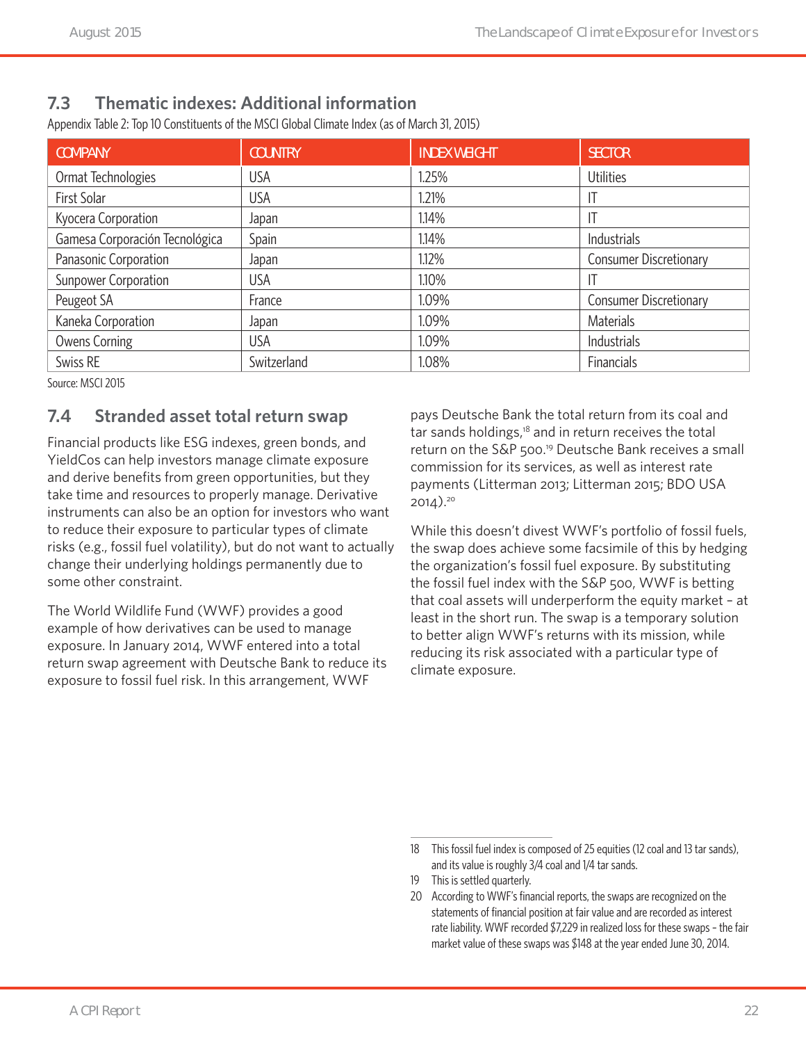## 7.3 Thematic indexes: Additional information

Appendix Table 2: Top 10 Constituents of the MSCI Global Climate Index (as of March 31, 2015)

| COMPANY | COUNTRY | INDEX WEIGHT | SECTOR |
|---|---|---|---|
| Ormat Technologies | USA | 1.25% | Utilities |
| First Solar | USA | 1.21% | IT |
| Kyocera Corporation | Japan | 1.14% | IT |
| Gamesa Corporación Tecnológica | Spain | 1.14% | Industrials |
| Panasonic Corporation | Japan | 1.12% | Consumer Discretionary |
| Sunpower Corporation | USA | 1.10% | IT |
| Peugeot SA | France | 1.09% | Consumer Discretionary |
| Kaneka Corporation | Japan | 1.09% | Materials |
| Owens Corning | USA | 1.09% | Industrials |
| Swiss RE | Switzerland | 1.08% | Financials |

Source: MSCI 2015

## 7.4 Stranded asset total return swap

Financial products like ESG indexes, green bonds, and YieldCos can help investors manage climate exposure and derive benefits from green opportunities, but they take time and resources to properly manage. Derivative instruments can also be an option for investors who want to reduce their exposure to particular types of climate risks (e.g., fossil fuel volatility), but do not want to actually change their underlying holdings permanently due to some other constraint.

The World Wildlife Fund (WWF) provides a good example of how derivatives can be used to manage exposure. In January 2014, WWF entered into a total return swap agreement with Deutsche Bank to reduce its exposure to fossil fuel risk. In this arrangement, WWF pays Deutsche Bank the total return from its coal and tar sands holdings,[18] and in return receives the total return on the S&P 500.[19] Deutsche Bank receives a small commission for its services, as well as interest rate payments (Litterman 2013; Litterman 2015; BDO USA 2014).[20]

While this doesn't divest WWF's portfolio of fossil fuels, the swap does achieve some facsimile of this by hedging the organization's fossil fuel exposure. By substituting the fossil fuel index with the S&P 500, WWF is betting that coal assets will underperform the equity market – at least in the short run. The swap is a temporary solution to better align WWF's returns with its mission, while reducing its risk associated with a particular type of climate exposure.

---

18 This fossil fuel index is composed of 25 equities (12 coal and 13 tar sands), and its value is roughly 3/4 coal and 1/4 tar sands.

19 This is settled quarterly.

20 According to WWF's financial reports, the swaps are recognized on the statements of financial position at fair value and are recorded as interest rate liability. WWF recorded $7,229 in realized loss for these swaps – the fair market value of these swaps was $148 at the year ended June 30, 2014.